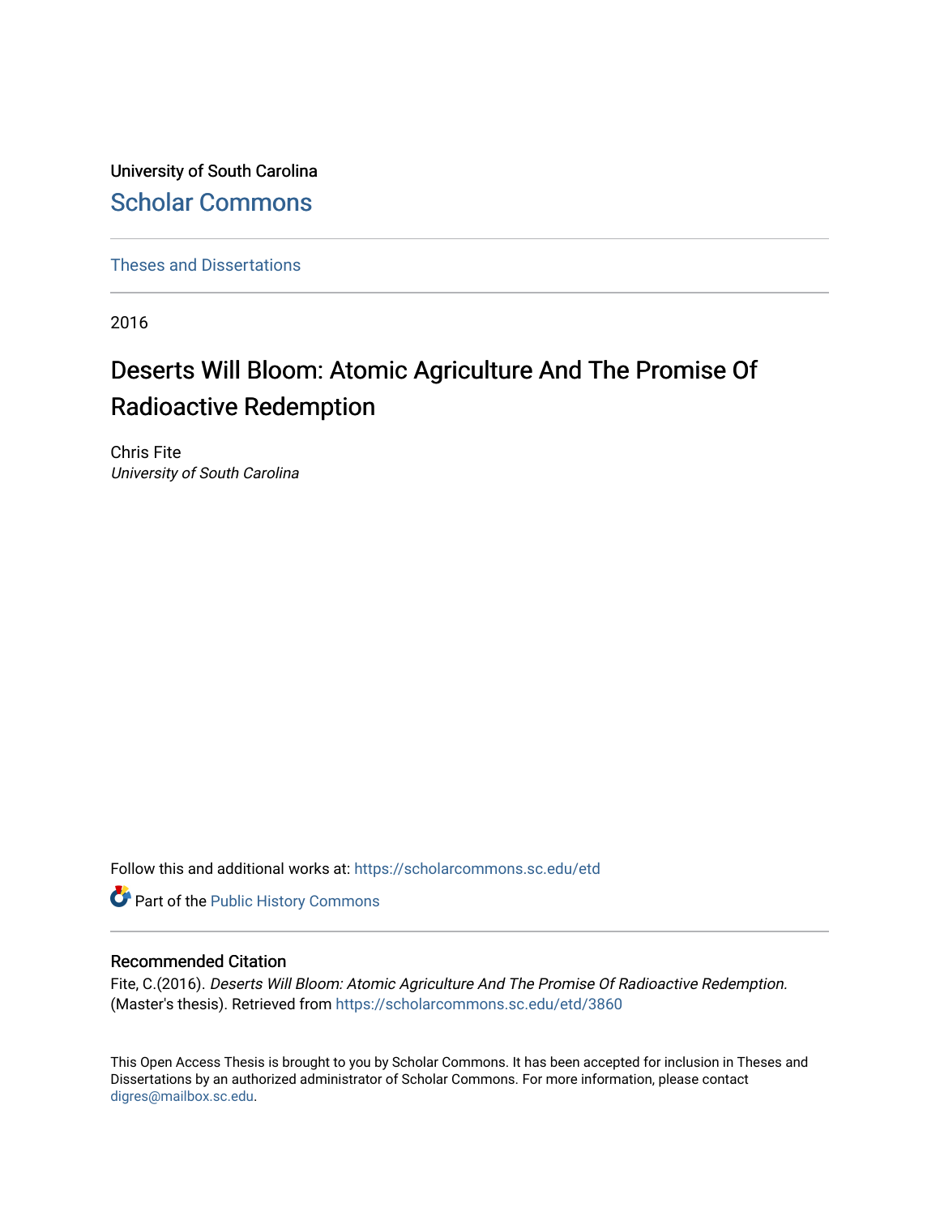University of South Carolina

Scholar Commons

Theses and Dissertations

2016

# Deserts Will Bloom: Atomic Agriculture And The Promise Of Radioactive Redemption

Chris Fite
*University of South Carolina*

Follow this and additional works at: https://scholarcommons.sc.edu/etd

Part of the Public History Commons

## Recommended Citation

Fite, C.(2016). *Deserts Will Bloom: Atomic Agriculture And The Promise Of Radioactive Redemption.* (Master's thesis). Retrieved from https://scholarcommons.sc.edu/etd/3860

This Open Access Thesis is brought to you by Scholar Commons. It has been accepted for inclusion in Theses and Dissertations by an authorized administrator of Scholar Commons. For more information, please contact digres@mailbox.sc.edu.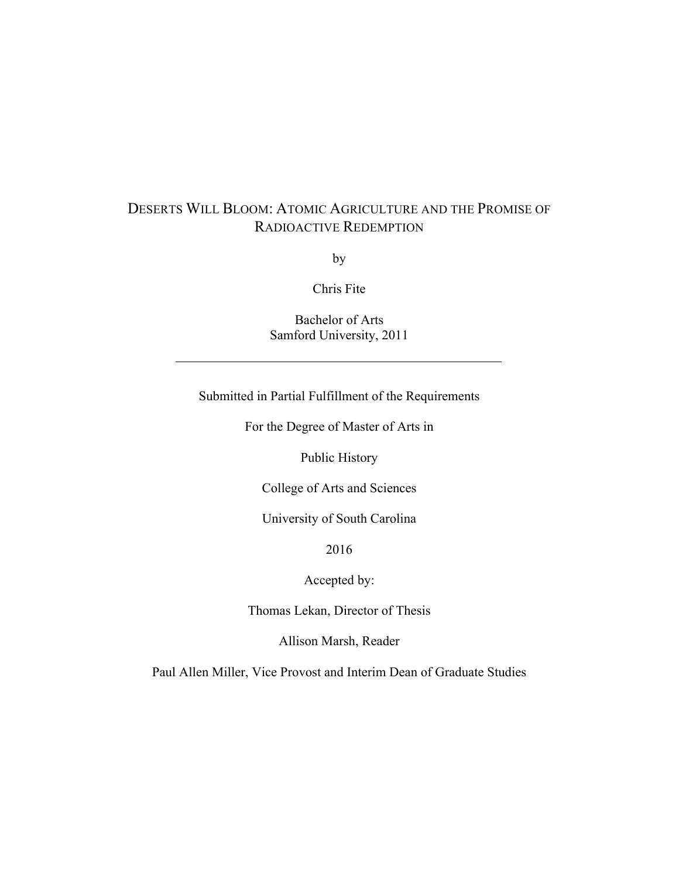# DESERTS WILL BLOOM: ATOMIC AGRICULTURE AND THE PROMISE OF RADIOACTIVE REDEMPTION

by

Chris Fite

Bachelor of Arts
Samford University, 2011

---

Submitted in Partial Fulfillment of the Requirements

For the Degree of Master of Arts in

Public History

College of Arts and Sciences

University of South Carolina

2016

Accepted by:

Thomas Lekan, Director of Thesis

Allison Marsh, Reader

Paul Allen Miller, Vice Provost and Interim Dean of Graduate Studies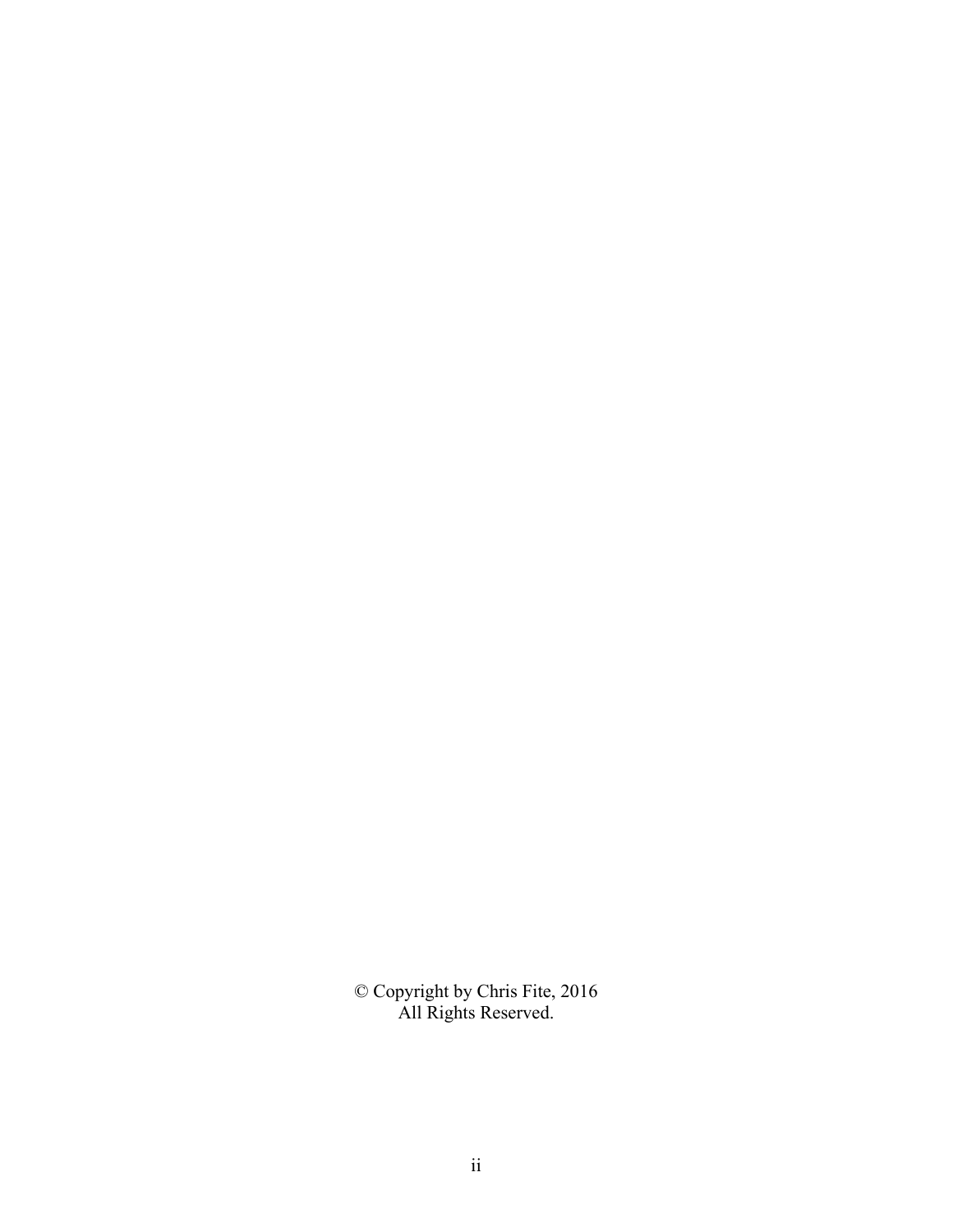© Copyright by Chris Fite, 2016
All Rights Reserved.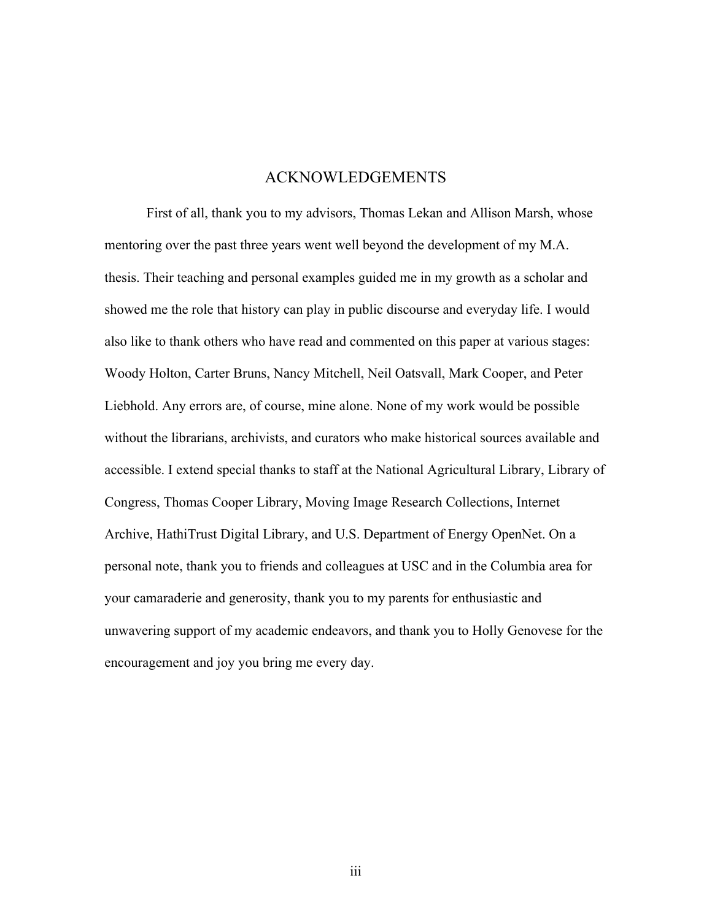# ACKNOWLEDGEMENTS

First of all, thank you to my advisors, Thomas Lekan and Allison Marsh, whose mentoring over the past three years went well beyond the development of my M.A. thesis. Their teaching and personal examples guided me in my growth as a scholar and showed me the role that history can play in public discourse and everyday life. I would also like to thank others who have read and commented on this paper at various stages: Woody Holton, Carter Bruns, Nancy Mitchell, Neil Oatsvall, Mark Cooper, and Peter Liebhold. Any errors are, of course, mine alone. None of my work would be possible without the librarians, archivists, and curators who make historical sources available and accessible. I extend special thanks to staff at the National Agricultural Library, Library of Congress, Thomas Cooper Library, Moving Image Research Collections, Internet Archive, HathiTrust Digital Library, and U.S. Department of Energy OpenNet. On a personal note, thank you to friends and colleagues at USC and in the Columbia area for your camaraderie and generosity, thank you to my parents for enthusiastic and unwavering support of my academic endeavors, and thank you to Holly Genovese for the encouragement and joy you bring me every day.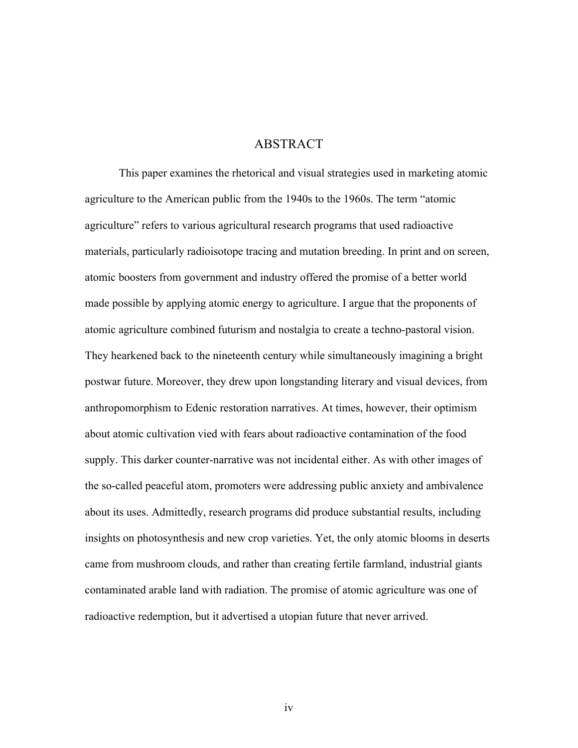# ABSTRACT

This paper examines the rhetorical and visual strategies used in marketing atomic agriculture to the American public from the 1940s to the 1960s. The term "atomic agriculture" refers to various agricultural research programs that used radioactive materials, particularly radioisotope tracing and mutation breeding. In print and on screen, atomic boosters from government and industry offered the promise of a better world made possible by applying atomic energy to agriculture. I argue that the proponents of atomic agriculture combined futurism and nostalgia to create a techno-pastoral vision. They hearkened back to the nineteenth century while simultaneously imagining a bright postwar future. Moreover, they drew upon longstanding literary and visual devices, from anthropomorphism to Edenic restoration narratives. At times, however, their optimism about atomic cultivation vied with fears about radioactive contamination of the food supply. This darker counter-narrative was not incidental either. As with other images of the so-called peaceful atom, promoters were addressing public anxiety and ambivalence about its uses. Admittedly, research programs did produce substantial results, including insights on photosynthesis and new crop varieties. Yet, the only atomic blooms in deserts came from mushroom clouds, and rather than creating fertile farmland, industrial giants contaminated arable land with radiation. The promise of atomic agriculture was one of radioactive redemption, but it advertised a utopian future that never arrived.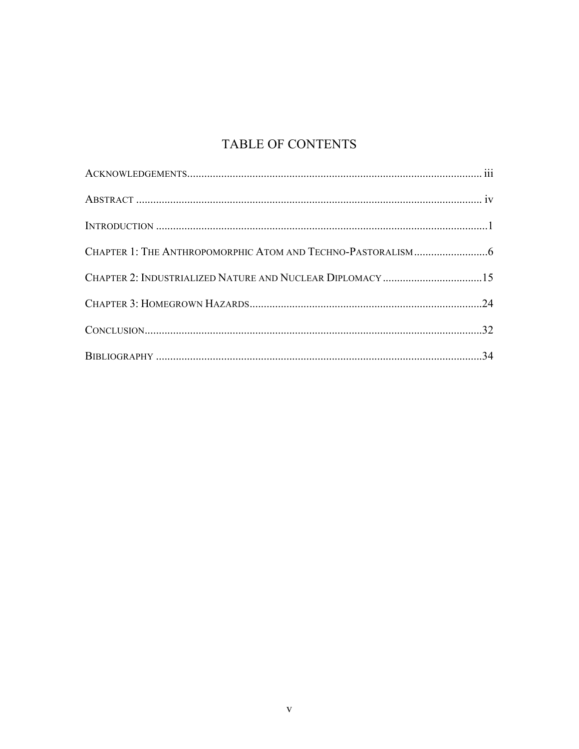# TABLE OF CONTENTS

ACKNOWLEDGEMENTS........................................................................................................ iii

ABSTRACT ......................................................................................................................... iv

INTRODUCTION ....................................................................................................................1

CHAPTER 1: THE ANTHROPOMORPHIC ATOM AND TECHNO-PASTORALISM..........................6

CHAPTER 2: INDUSTRIALIZED NATURE AND NUCLEAR DIPLOMACY...................................15

CHAPTER 3: HOMEGROWN HAZARDS..................................................................................24

CONCLUSION.......................................................................................................................32

BIBLIOGRAPHY ...................................................................................................................34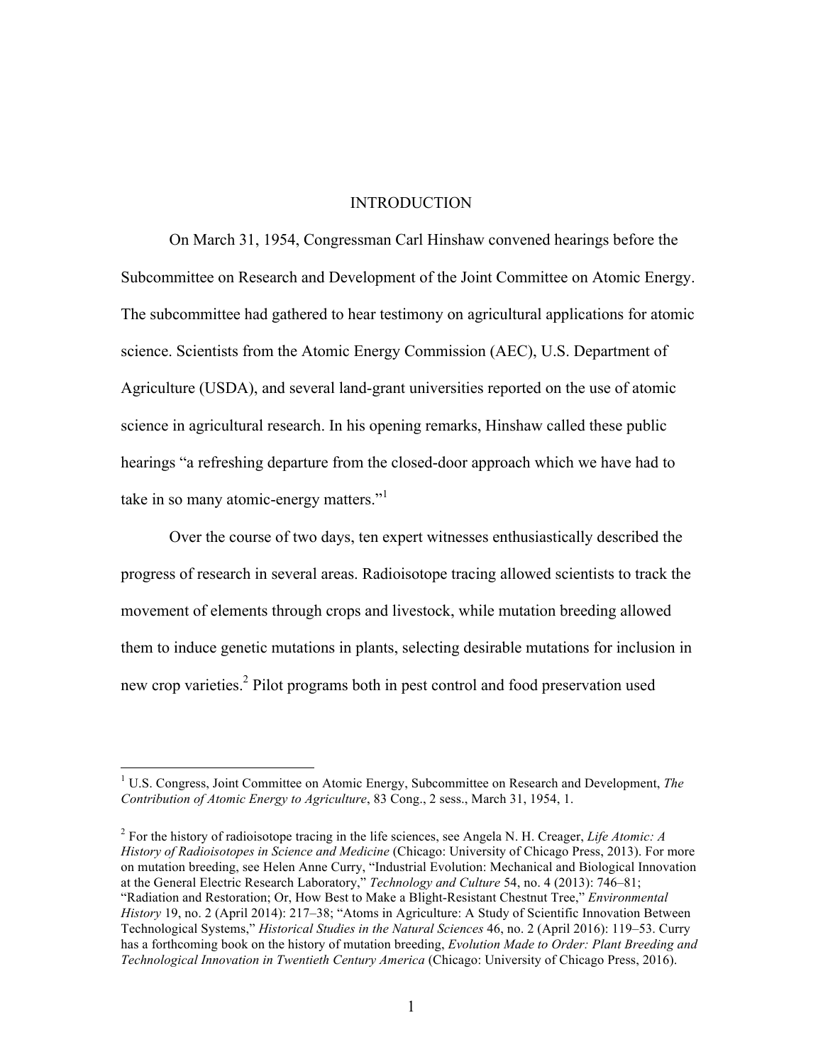# INTRODUCTION

On March 31, 1954, Congressman Carl Hinshaw convened hearings before the Subcommittee on Research and Development of the Joint Committee on Atomic Energy. The subcommittee had gathered to hear testimony on agricultural applications for atomic science. Scientists from the Atomic Energy Commission (AEC), U.S. Department of Agriculture (USDA), and several land-grant universities reported on the use of atomic science in agricultural research. In his opening remarks, Hinshaw called these public hearings "a refreshing departure from the closed-door approach which we have had to take in so many atomic-energy matters."[1]

Over the course of two days, ten expert witnesses enthusiastically described the progress of research in several areas. Radioisotope tracing allowed scientists to track the movement of elements through crops and livestock, while mutation breeding allowed them to induce genetic mutations in plants, selecting desirable mutations for inclusion in new crop varieties.[2] Pilot programs both in pest control and food preservation used

---

[1] U.S. Congress, Joint Committee on Atomic Energy, Subcommittee on Research and Development, *The Contribution of Atomic Energy to Agriculture*, 83 Cong., 2 sess., March 31, 1954, 1.

[2] For the history of radioisotope tracing in the life sciences, see Angela N. H. Creager, *Life Atomic: A History of Radioisotopes in Science and Medicine* (Chicago: University of Chicago Press, 2013). For more on mutation breeding, see Helen Anne Curry, "Industrial Evolution: Mechanical and Biological Innovation at the General Electric Research Laboratory," *Technology and Culture* 54, no. 4 (2013): 746–81; "Radiation and Restoration; Or, How Best to Make a Blight-Resistant Chestnut Tree," *Environmental History* 19, no. 2 (April 2014): 217–38; "Atoms in Agriculture: A Study of Scientific Innovation Between Technological Systems," *Historical Studies in the Natural Sciences* 46, no. 2 (April 2016): 119–53. Curry has a forthcoming book on the history of mutation breeding, *Evolution Made to Order: Plant Breeding and Technological Innovation in Twentieth Century America* (Chicago: University of Chicago Press, 2016).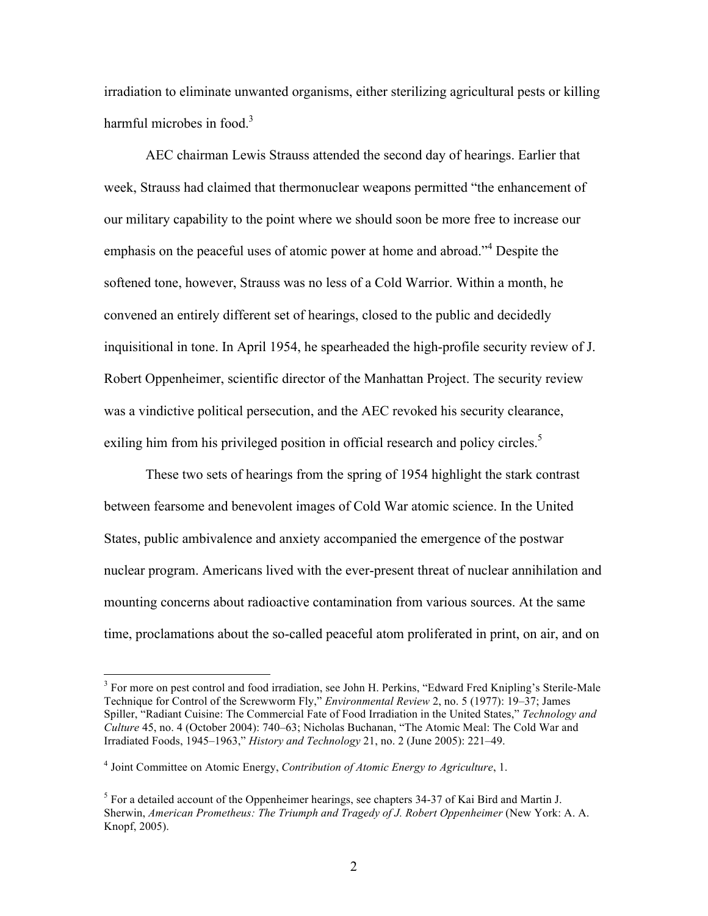irradiation to eliminate unwanted organisms, either sterilizing agricultural pests or killing harmful microbes in food.[3]

AEC chairman Lewis Strauss attended the second day of hearings. Earlier that week, Strauss had claimed that thermonuclear weapons permitted "the enhancement of our military capability to the point where we should soon be more free to increase our emphasis on the peaceful uses of atomic power at home and abroad."[4] Despite the softened tone, however, Strauss was no less of a Cold Warrior. Within a month, he convened an entirely different set of hearings, closed to the public and decidedly inquisitional in tone. In April 1954, he spearheaded the high-profile security review of J. Robert Oppenheimer, scientific director of the Manhattan Project. The security review was a vindictive political persecution, and the AEC revoked his security clearance, exiling him from his privileged position in official research and policy circles.[5]

These two sets of hearings from the spring of 1954 highlight the stark contrast between fearsome and benevolent images of Cold War atomic science. In the United States, public ambivalence and anxiety accompanied the emergence of the postwar nuclear program. Americans lived with the ever-present threat of nuclear annihilation and mounting concerns about radioactive contamination from various sources. At the same time, proclamations about the so-called peaceful atom proliferated in print, on air, and on

---

[3] For more on pest control and food irradiation, see John H. Perkins, "Edward Fred Knipling's Sterile-Male Technique for Control of the Screwworm Fly," *Environmental Review* 2, no. 5 (1977): 19–37; James Spiller, "Radiant Cuisine: The Commercial Fate of Food Irradiation in the United States," *Technology and Culture* 45, no. 4 (October 2004): 740–63; Nicholas Buchanan, "The Atomic Meal: The Cold War and Irradiated Foods, 1945–1963," *History and Technology* 21, no. 2 (June 2005): 221–49.

[4] Joint Committee on Atomic Energy, *Contribution of Atomic Energy to Agriculture*, 1.

[5] For a detailed account of the Oppenheimer hearings, see chapters 34-37 of Kai Bird and Martin J. Sherwin, *American Prometheus: The Triumph and Tragedy of J. Robert Oppenheimer* (New York: A. A. Knopf, 2005).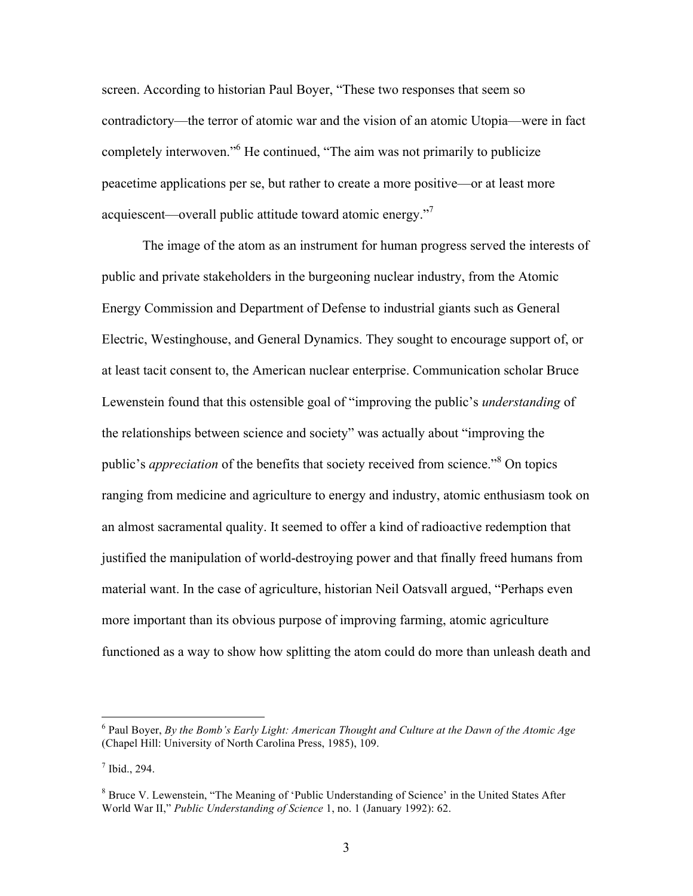screen. According to historian Paul Boyer, "These two responses that seem so contradictory—the terror of atomic war and the vision of an atomic Utopia—were in fact completely interwoven."[6] He continued, "The aim was not primarily to publicize peacetime applications per se, but rather to create a more positive—or at least more acquiescent—overall public attitude toward atomic energy."[7]

The image of the atom as an instrument for human progress served the interests of public and private stakeholders in the burgeoning nuclear industry, from the Atomic Energy Commission and Department of Defense to industrial giants such as General Electric, Westinghouse, and General Dynamics. They sought to encourage support of, or at least tacit consent to, the American nuclear enterprise. Communication scholar Bruce Lewenstein found that this ostensible goal of "improving the public's *understanding* of the relationships between science and society" was actually about "improving the public's *appreciation* of the benefits that society received from science."[8] On topics ranging from medicine and agriculture to energy and industry, atomic enthusiasm took on an almost sacramental quality. It seemed to offer a kind of radioactive redemption that justified the manipulation of world-destroying power and that finally freed humans from material want. In the case of agriculture, historian Neil Oatsvall argued, "Perhaps even more important than its obvious purpose of improving farming, atomic agriculture functioned as a way to show how splitting the atom could do more than unleash death and

---

[6] Paul Boyer, *By the Bomb's Early Light: American Thought and Culture at the Dawn of the Atomic Age* (Chapel Hill: University of North Carolina Press, 1985), 109.

[7] Ibid., 294.

[8] Bruce V. Lewenstein, "The Meaning of 'Public Understanding of Science' in the United States After World War II," *Public Understanding of Science* 1, no. 1 (January 1992): 62.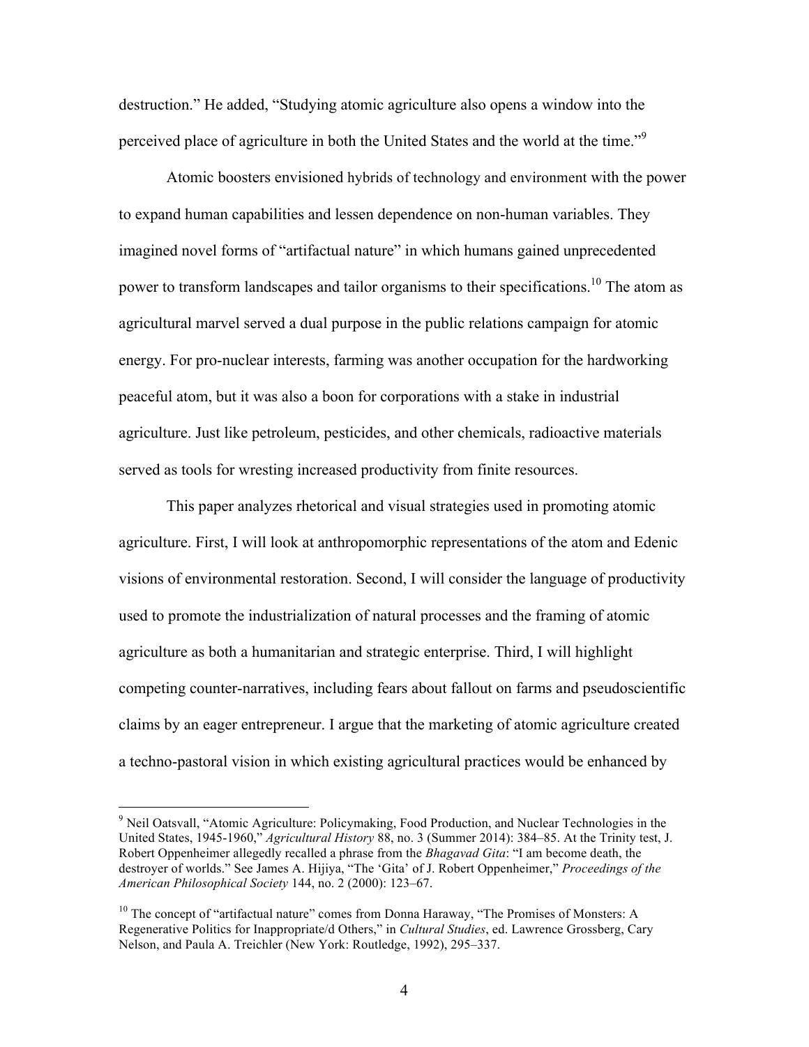destruction." He added, "Studying atomic agriculture also opens a window into the perceived place of agriculture in both the United States and the world at the time."[9]

Atomic boosters envisioned hybrids of technology and environment with the power to expand human capabilities and lessen dependence on non-human variables. They imagined novel forms of "artifactual nature" in which humans gained unprecedented power to transform landscapes and tailor organisms to their specifications.[10] The atom as agricultural marvel served a dual purpose in the public relations campaign for atomic energy. For pro-nuclear interests, farming was another occupation for the hardworking peaceful atom, but it was also a boon for corporations with a stake in industrial agriculture. Just like petroleum, pesticides, and other chemicals, radioactive materials served as tools for wresting increased productivity from finite resources.

This paper analyzes rhetorical and visual strategies used in promoting atomic agriculture. First, I will look at anthropomorphic representations of the atom and Edenic visions of environmental restoration. Second, I will consider the language of productivity used to promote the industrialization of natural processes and the framing of atomic agriculture as both a humanitarian and strategic enterprise. Third, I will highlight competing counter-narratives, including fears about fallout on farms and pseudoscientific claims by an eager entrepreneur. I argue that the marketing of atomic agriculture created a techno-pastoral vision in which existing agricultural practices would be enhanced by

---

[9] Neil Oatsvall, "Atomic Agriculture: Policymaking, Food Production, and Nuclear Technologies in the United States, 1945-1960," *Agricultural History* 88, no. 3 (Summer 2014): 384–85. At the Trinity test, J. Robert Oppenheimer allegedly recalled a phrase from the *Bhagavad Gita*: "I am become death, the destroyer of worlds." See James A. Hijiya, "The 'Gita' of J. Robert Oppenheimer," *Proceedings of the American Philosophical Society* 144, no. 2 (2000): 123–67.

[10] The concept of "artifactual nature" comes from Donna Haraway, "The Promises of Monsters: A Regenerative Politics for Inappropriate/d Others," in *Cultural Studies*, ed. Lawrence Grossberg, Cary Nelson, and Paula A. Treichler (New York: Routledge, 1992), 295–337.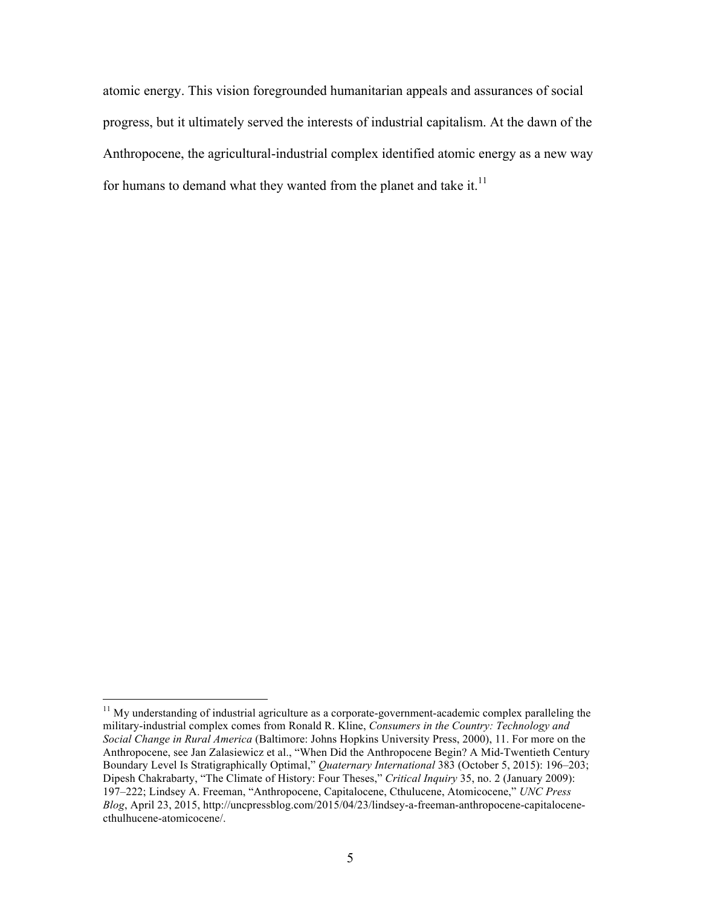atomic energy. This vision foregrounded humanitarian appeals and assurances of social progress, but it ultimately served the interests of industrial capitalism. At the dawn of the Anthropocene, the agricultural-industrial complex identified atomic energy as a new way for humans to demand what they wanted from the planet and take it.[11]

---

[11] My understanding of industrial agriculture as a corporate-government-academic complex paralleling the military-industrial complex comes from Ronald R. Kline, *Consumers in the Country: Technology and Social Change in Rural America* (Baltimore: Johns Hopkins University Press, 2000), 11. For more on the Anthropocene, see Jan Zalasiewicz et al., "When Did the Anthropocene Begin? A Mid-Twentieth Century Boundary Level Is Stratigraphically Optimal," *Quaternary International* 383 (October 5, 2015): 196–203; Dipesh Chakrabarty, "The Climate of History: Four Theses," *Critical Inquiry* 35, no. 2 (January 2009): 197–222; Lindsey A. Freeman, "Anthropocene, Capitalocene, Cthulucene, Atomicocene," *UNC Press Blog*, April 23, 2015, http://uncpressblog.com/2015/04/23/lindsey-a-freeman-anthropocene-capitalocene-cthulhucene-atomicocene/.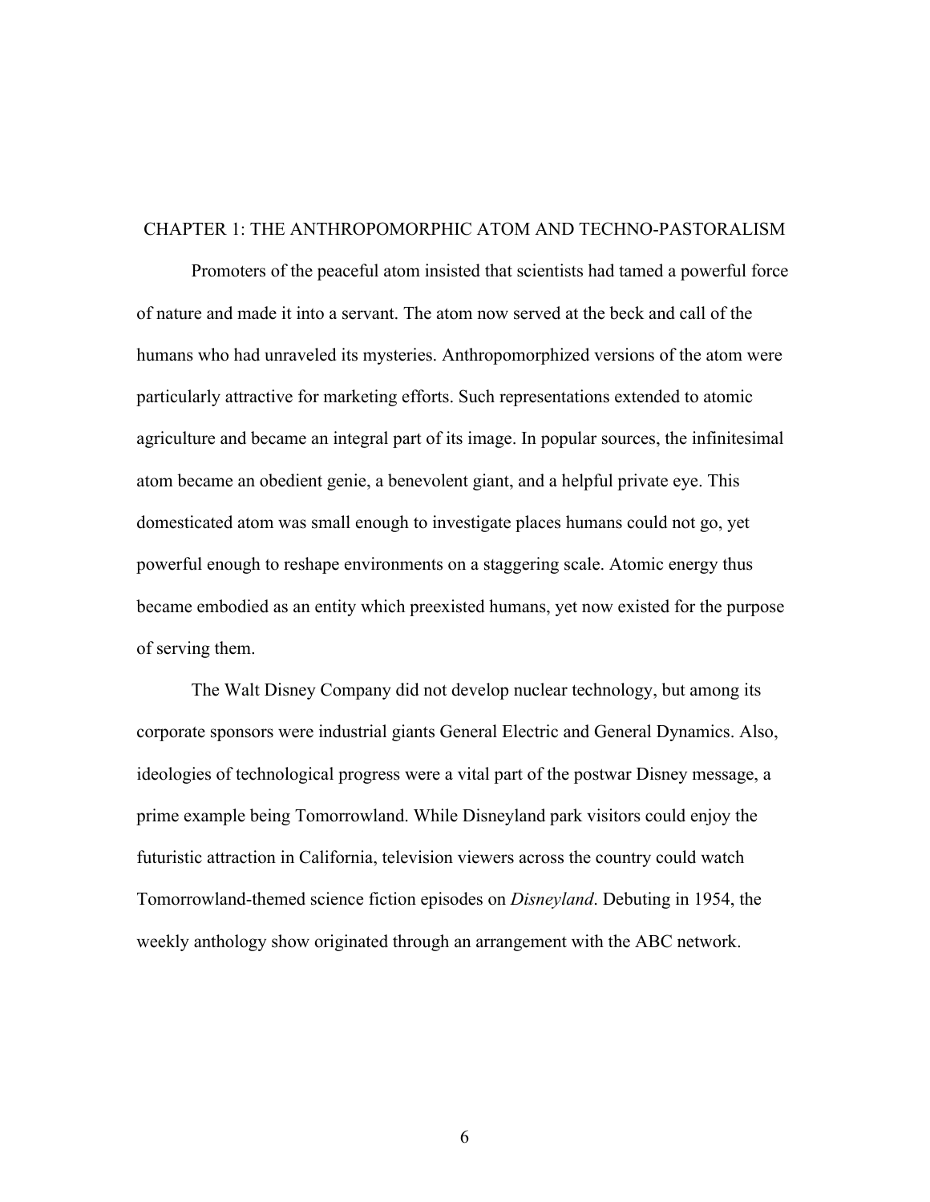# CHAPTER 1: THE ANTHROPOMORPHIC ATOM AND TECHNO-PASTORALISM

Promoters of the peaceful atom insisted that scientists had tamed a powerful force of nature and made it into a servant. The atom now served at the beck and call of the humans who had unraveled its mysteries. Anthropomorphized versions of the atom were particularly attractive for marketing efforts. Such representations extended to atomic agriculture and became an integral part of its image. In popular sources, the infinitesimal atom became an obedient genie, a benevolent giant, and a helpful private eye. This domesticated atom was small enough to investigate places humans could not go, yet powerful enough to reshape environments on a staggering scale. Atomic energy thus became embodied as an entity which preexisted humans, yet now existed for the purpose of serving them.

The Walt Disney Company did not develop nuclear technology, but among its corporate sponsors were industrial giants General Electric and General Dynamics. Also, ideologies of technological progress were a vital part of the postwar Disney message, a prime example being Tomorrowland. While Disneyland park visitors could enjoy the futuristic attraction in California, television viewers across the country could watch Tomorrowland-themed science fiction episodes on *Disneyland*. Debuting in 1954, the weekly anthology show originated through an arrangement with the ABC network.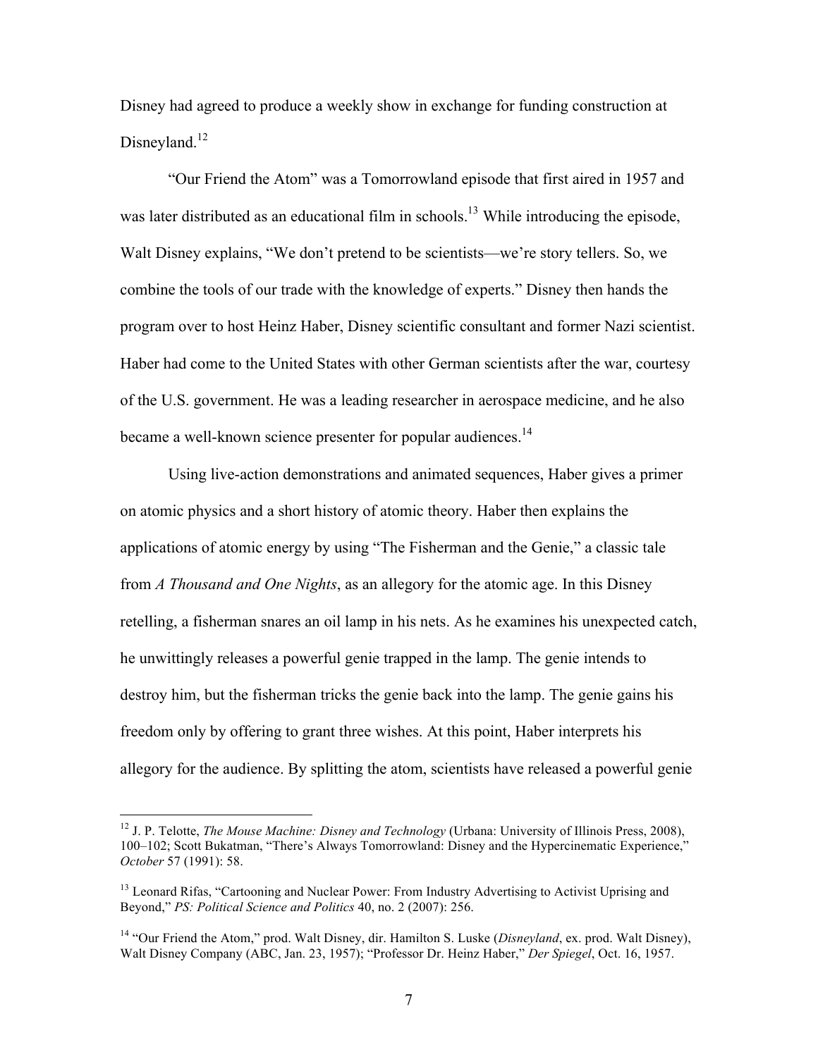Disney had agreed to produce a weekly show in exchange for funding construction at Disneyland.[12]

"Our Friend the Atom" was a Tomorrowland episode that first aired in 1957 and was later distributed as an educational film in schools.[13] While introducing the episode, Walt Disney explains, "We don't pretend to be scientists—we're story tellers. So, we combine the tools of our trade with the knowledge of experts." Disney then hands the program over to host Heinz Haber, Disney scientific consultant and former Nazi scientist. Haber had come to the United States with other German scientists after the war, courtesy of the U.S. government. He was a leading researcher in aerospace medicine, and he also became a well-known science presenter for popular audiences.[14]

Using live-action demonstrations and animated sequences, Haber gives a primer on atomic physics and a short history of atomic theory. Haber then explains the applications of atomic energy by using "The Fisherman and the Genie," a classic tale from *A Thousand and One Nights*, as an allegory for the atomic age. In this Disney retelling, a fisherman snares an oil lamp in his nets. As he examines his unexpected catch, he unwittingly releases a powerful genie trapped in the lamp. The genie intends to destroy him, but the fisherman tricks the genie back into the lamp. The genie gains his freedom only by offering to grant three wishes. At this point, Haber interprets his allegory for the audience. By splitting the atom, scientists have released a powerful genie

---

[12] J. P. Telotte, *The Mouse Machine: Disney and Technology* (Urbana: University of Illinois Press, 2008), 100–102; Scott Bukatman, "There's Always Tomorrowland: Disney and the Hypercinematic Experience," *October* 57 (1991): 58.

[13] Leonard Rifas, "Cartooning and Nuclear Power: From Industry Advertising to Activist Uprising and Beyond," *PS: Political Science and Politics* 40, no. 2 (2007): 256.

[14] "Our Friend the Atom," prod. Walt Disney, dir. Hamilton S. Luske (*Disneyland*, ex. prod. Walt Disney), Walt Disney Company (ABC, Jan. 23, 1957); "Professor Dr. Heinz Haber," *Der Spiegel*, Oct. 16, 1957.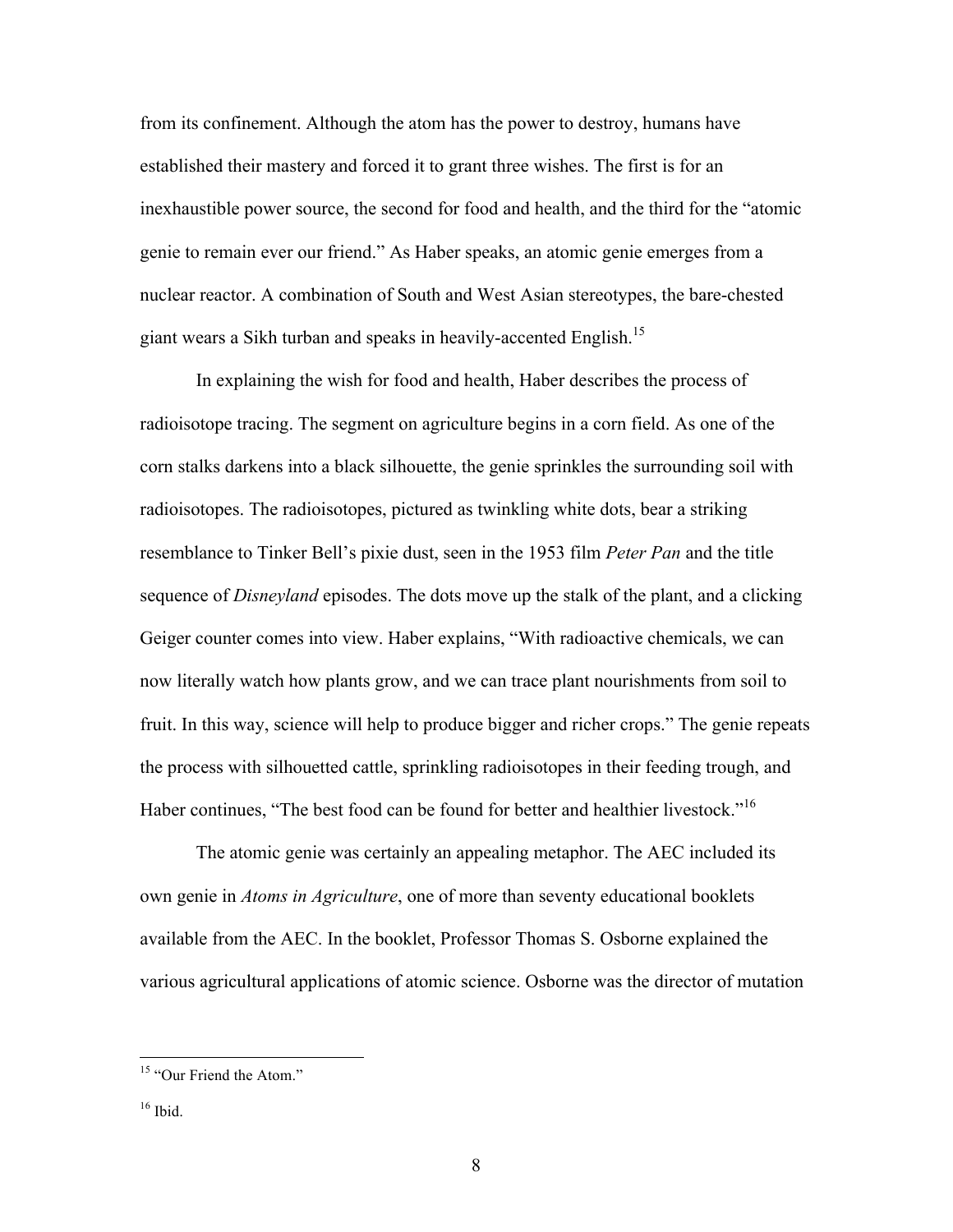from its confinement. Although the atom has the power to destroy, humans have established their mastery and forced it to grant three wishes. The first is for an inexhaustible power source, the second for food and health, and the third for the "atomic genie to remain ever our friend." As Haber speaks, an atomic genie emerges from a nuclear reactor. A combination of South and West Asian stereotypes, the bare-chested giant wears a Sikh turban and speaks in heavily-accented English.[15]

In explaining the wish for food and health, Haber describes the process of radioisotope tracing. The segment on agriculture begins in a corn field. As one of the corn stalks darkens into a black silhouette, the genie sprinkles the surrounding soil with radioisotopes. The radioisotopes, pictured as twinkling white dots, bear a striking resemblance to Tinker Bell's pixie dust, seen in the 1953 film *Peter Pan* and the title sequence of *Disneyland* episodes. The dots move up the stalk of the plant, and a clicking Geiger counter comes into view. Haber explains, "With radioactive chemicals, we can now literally watch how plants grow, and we can trace plant nourishments from soil to fruit. In this way, science will help to produce bigger and richer crops." The genie repeats the process with silhouetted cattle, sprinkling radioisotopes in their feeding trough, and Haber continues, "The best food can be found for better and healthier livestock."[16]

The atomic genie was certainly an appealing metaphor. The AEC included its own genie in *Atoms in Agriculture*, one of more than seventy educational booklets available from the AEC. In the booklet, Professor Thomas S. Osborne explained the various agricultural applications of atomic science. Osborne was the director of mutation

---

[15] "Our Friend the Atom."

[16] Ibid.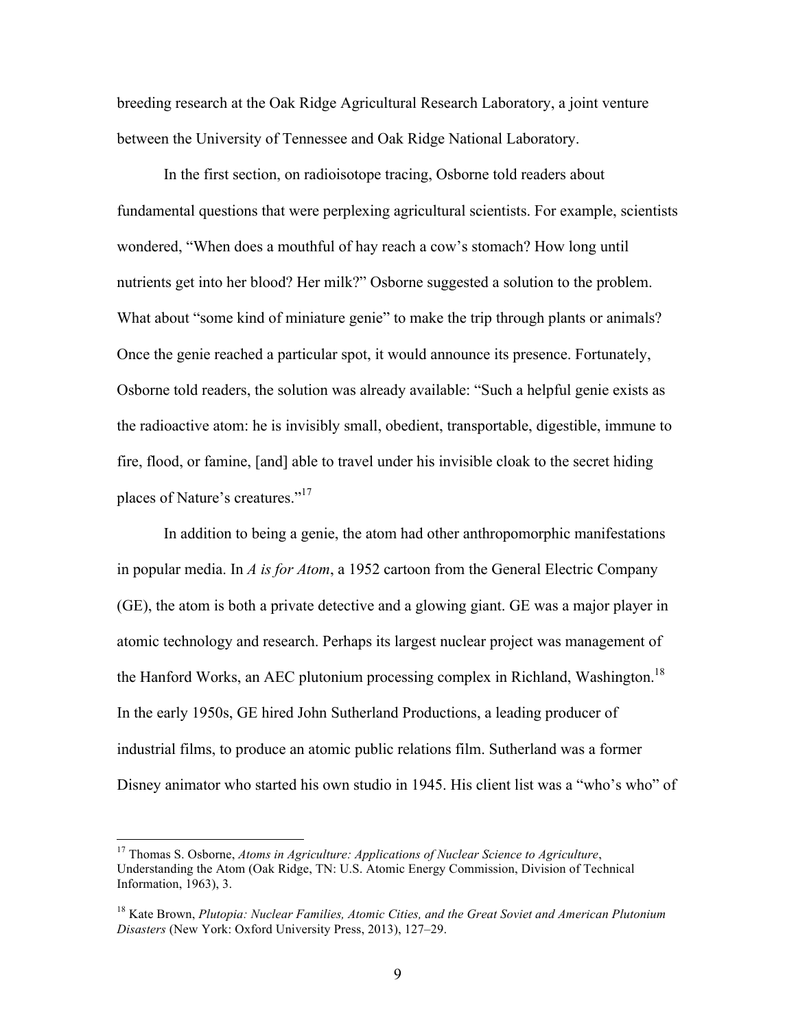breeding research at the Oak Ridge Agricultural Research Laboratory, a joint venture between the University of Tennessee and Oak Ridge National Laboratory.

In the first section, on radioisotope tracing, Osborne told readers about fundamental questions that were perplexing agricultural scientists. For example, scientists wondered, "When does a mouthful of hay reach a cow's stomach? How long until nutrients get into her blood? Her milk?" Osborne suggested a solution to the problem. What about "some kind of miniature genie" to make the trip through plants or animals? Once the genie reached a particular spot, it would announce its presence. Fortunately, Osborne told readers, the solution was already available: "Such a helpful genie exists as the radioactive atom: he is invisibly small, obedient, transportable, digestible, immune to fire, flood, or famine, [and] able to travel under his invisible cloak to the secret hiding places of Nature's creatures."[17]

In addition to being a genie, the atom had other anthropomorphic manifestations in popular media. In *A is for Atom*, a 1952 cartoon from the General Electric Company (GE), the atom is both a private detective and a glowing giant. GE was a major player in atomic technology and research. Perhaps its largest nuclear project was management of the Hanford Works, an AEC plutonium processing complex in Richland, Washington.[18] In the early 1950s, GE hired John Sutherland Productions, a leading producer of industrial films, to produce an atomic public relations film. Sutherland was a former Disney animator who started his own studio in 1945. His client list was a "who's who" of

---

[17] Thomas S. Osborne, *Atoms in Agriculture: Applications of Nuclear Science to Agriculture*, Understanding the Atom (Oak Ridge, TN: U.S. Atomic Energy Commission, Division of Technical Information, 1963), 3.

[18] Kate Brown, *Plutopia: Nuclear Families, Atomic Cities, and the Great Soviet and American Plutonium Disasters* (New York: Oxford University Press, 2013), 127–29.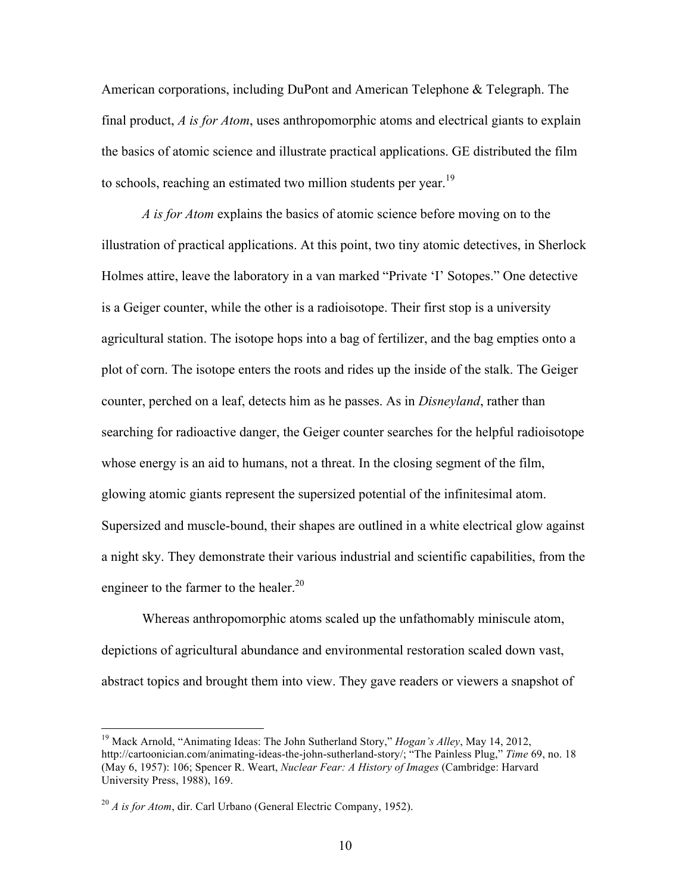American corporations, including DuPont and American Telephone & Telegraph. The final product, *A is for Atom*, uses anthropomorphic atoms and electrical giants to explain the basics of atomic science and illustrate practical applications. GE distributed the film to schools, reaching an estimated two million students per year.[19]

*A is for Atom* explains the basics of atomic science before moving on to the illustration of practical applications. At this point, two tiny atomic detectives, in Sherlock Holmes attire, leave the laboratory in a van marked "Private 'I' Sotopes." One detective is a Geiger counter, while the other is a radioisotope. Their first stop is a university agricultural station. The isotope hops into a bag of fertilizer, and the bag empties onto a plot of corn. The isotope enters the roots and rides up the inside of the stalk. The Geiger counter, perched on a leaf, detects him as he passes. As in *Disneyland*, rather than searching for radioactive danger, the Geiger counter searches for the helpful radioisotope whose energy is an aid to humans, not a threat. In the closing segment of the film, glowing atomic giants represent the supersized potential of the infinitesimal atom. Supersized and muscle-bound, their shapes are outlined in a white electrical glow against a night sky. They demonstrate their various industrial and scientific capabilities, from the engineer to the farmer to the healer.[20]

Whereas anthropomorphic atoms scaled up the unfathomably miniscule atom, depictions of agricultural abundance and environmental restoration scaled down vast, abstract topics and brought them into view. They gave readers or viewers a snapshot of

---

[19] Mack Arnold, "Animating Ideas: The John Sutherland Story," *Hogan's Alley*, May 14, 2012, http://cartoonician.com/animating-ideas-the-john-sutherland-story/; "The Painless Plug," *Time* 69, no. 18 (May 6, 1957): 106; Spencer R. Weart, *Nuclear Fear: A History of Images* (Cambridge: Harvard University Press, 1988), 169.

[20] *A is for Atom*, dir. Carl Urbano (General Electric Company, 1952).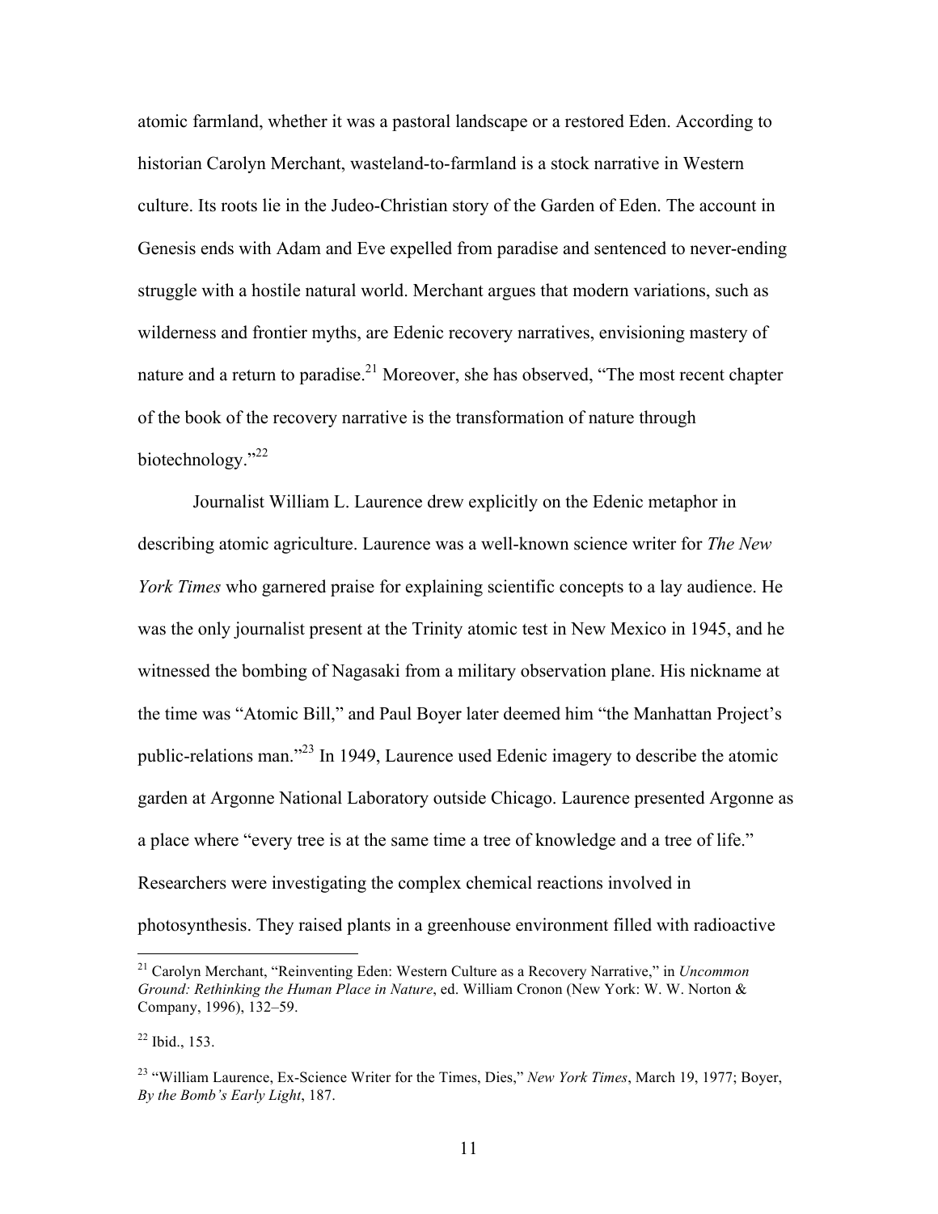atomic farmland, whether it was a pastoral landscape or a restored Eden. According to historian Carolyn Merchant, wasteland-to-farmland is a stock narrative in Western culture. Its roots lie in the Judeo-Christian story of the Garden of Eden. The account in Genesis ends with Adam and Eve expelled from paradise and sentenced to never-ending struggle with a hostile natural world. Merchant argues that modern variations, such as wilderness and frontier myths, are Edenic recovery narratives, envisioning mastery of nature and a return to paradise.[21] Moreover, she has observed, "The most recent chapter of the book of the recovery narrative is the transformation of nature through biotechnology."[22]

Journalist William L. Laurence drew explicitly on the Edenic metaphor in describing atomic agriculture. Laurence was a well-known science writer for *The New York Times* who garnered praise for explaining scientific concepts to a lay audience. He was the only journalist present at the Trinity atomic test in New Mexico in 1945, and he witnessed the bombing of Nagasaki from a military observation plane. His nickname at the time was "Atomic Bill," and Paul Boyer later deemed him "the Manhattan Project's public-relations man."[23] In 1949, Laurence used Edenic imagery to describe the atomic garden at Argonne National Laboratory outside Chicago. Laurence presented Argonne as a place where "every tree is at the same time a tree of knowledge and a tree of life." Researchers were investigating the complex chemical reactions involved in photosynthesis. They raised plants in a greenhouse environment filled with radioactive

---

[21] Carolyn Merchant, "Reinventing Eden: Western Culture as a Recovery Narrative," in *Uncommon Ground: Rethinking the Human Place in Nature*, ed. William Cronon (New York: W. W. Norton & Company, 1996), 132–59.

[22] Ibid., 153.

[23] "William Laurence, Ex-Science Writer for the Times, Dies," *New York Times*, March 19, 1977; Boyer, *By the Bomb's Early Light*, 187.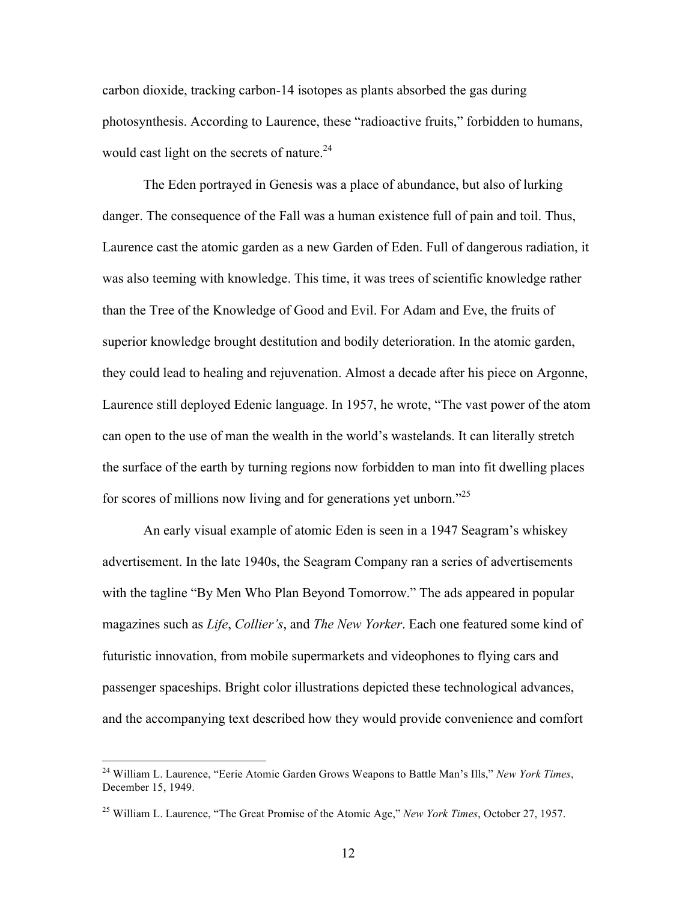carbon dioxide, tracking carbon-14 isotopes as plants absorbed the gas during photosynthesis. According to Laurence, these "radioactive fruits," forbidden to humans, would cast light on the secrets of nature.[24]

The Eden portrayed in Genesis was a place of abundance, but also of lurking danger. The consequence of the Fall was a human existence full of pain and toil. Thus, Laurence cast the atomic garden as a new Garden of Eden. Full of dangerous radiation, it was also teeming with knowledge. This time, it was trees of scientific knowledge rather than the Tree of the Knowledge of Good and Evil. For Adam and Eve, the fruits of superior knowledge brought destitution and bodily deterioration. In the atomic garden, they could lead to healing and rejuvenation. Almost a decade after his piece on Argonne, Laurence still deployed Edenic language. In 1957, he wrote, "The vast power of the atom can open to the use of man the wealth in the world's wastelands. It can literally stretch the surface of the earth by turning regions now forbidden to man into fit dwelling places for scores of millions now living and for generations yet unborn."[25]

An early visual example of atomic Eden is seen in a 1947 Seagram's whiskey advertisement. In the late 1940s, the Seagram Company ran a series of advertisements with the tagline "By Men Who Plan Beyond Tomorrow." The ads appeared in popular magazines such as *Life*, *Collier's*, and *The New Yorker*. Each one featured some kind of futuristic innovation, from mobile supermarkets and videophones to flying cars and passenger spaceships. Bright color illustrations depicted these technological advances, and the accompanying text described how they would provide convenience and comfort

---

[24] William L. Laurence, "Eerie Atomic Garden Grows Weapons to Battle Man's Ills," *New York Times*, December 15, 1949.

[25] William L. Laurence, "The Great Promise of the Atomic Age," *New York Times*, October 27, 1957.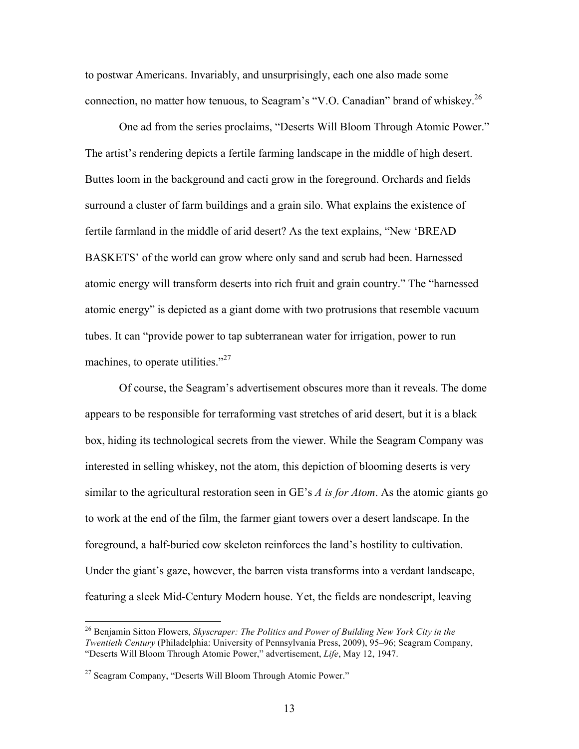to postwar Americans. Invariably, and unsurprisingly, each one also made some connection, no matter how tenuous, to Seagram's "V.O. Canadian" brand of whiskey.[26]

One ad from the series proclaims, "Deserts Will Bloom Through Atomic Power." The artist's rendering depicts a fertile farming landscape in the middle of high desert. Buttes loom in the background and cacti grow in the foreground. Orchards and fields surround a cluster of farm buildings and a grain silo. What explains the existence of fertile farmland in the middle of arid desert? As the text explains, "New 'BREAD BASKETS' of the world can grow where only sand and scrub had been. Harnessed atomic energy will transform deserts into rich fruit and grain country." The "harnessed atomic energy" is depicted as a giant dome with two protrusions that resemble vacuum tubes. It can "provide power to tap subterranean water for irrigation, power to run machines, to operate utilities."[27]

Of course, the Seagram's advertisement obscures more than it reveals. The dome appears to be responsible for terraforming vast stretches of arid desert, but it is a black box, hiding its technological secrets from the viewer. While the Seagram Company was interested in selling whiskey, not the atom, this depiction of blooming deserts is very similar to the agricultural restoration seen in GE's *A is for Atom*. As the atomic giants go to work at the end of the film, the farmer giant towers over a desert landscape. In the foreground, a half-buried cow skeleton reinforces the land's hostility to cultivation. Under the giant's gaze, however, the barren vista transforms into a verdant landscape, featuring a sleek Mid-Century Modern house. Yet, the fields are nondescript, leaving

---

[26] Benjamin Sitton Flowers, *Skyscraper: The Politics and Power of Building New York City in the Twentieth Century* (Philadelphia: University of Pennsylvania Press, 2009), 95–96; Seagram Company, "Deserts Will Bloom Through Atomic Power," advertisement, *Life*, May 12, 1947.

[27] Seagram Company, "Deserts Will Bloom Through Atomic Power."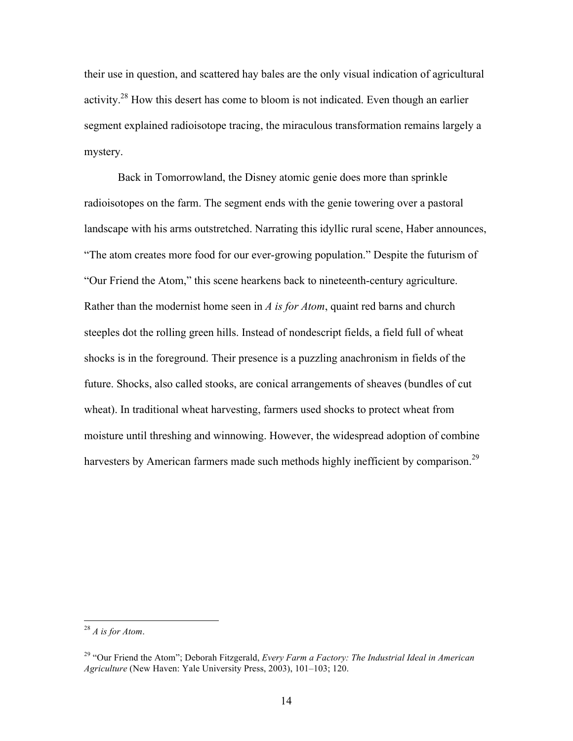their use in question, and scattered hay bales are the only visual indication of agricultural activity.[28] How this desert has come to bloom is not indicated. Even though an earlier segment explained radioisotope tracing, the miraculous transformation remains largely a mystery.

Back in Tomorrowland, the Disney atomic genie does more than sprinkle radioisotopes on the farm. The segment ends with the genie towering over a pastoral landscape with his arms outstretched. Narrating this idyllic rural scene, Haber announces, "The atom creates more food for our ever-growing population." Despite the futurism of "Our Friend the Atom," this scene hearkens back to nineteenth-century agriculture. Rather than the modernist home seen in *A is for Atom*, quaint red barns and church steeples dot the rolling green hills. Instead of nondescript fields, a field full of wheat shocks is in the foreground. Their presence is a puzzling anachronism in fields of the future. Shocks, also called stooks, are conical arrangements of sheaves (bundles of cut wheat). In traditional wheat harvesting, farmers used shocks to protect wheat from moisture until threshing and winnowing. However, the widespread adoption of combine harvesters by American farmers made such methods highly inefficient by comparison.[29]

---

[28] *A is for Atom*.

[29] "Our Friend the Atom"; Deborah Fitzgerald, *Every Farm a Factory: The Industrial Ideal in American Agriculture* (New Haven: Yale University Press, 2003), 101–103; 120.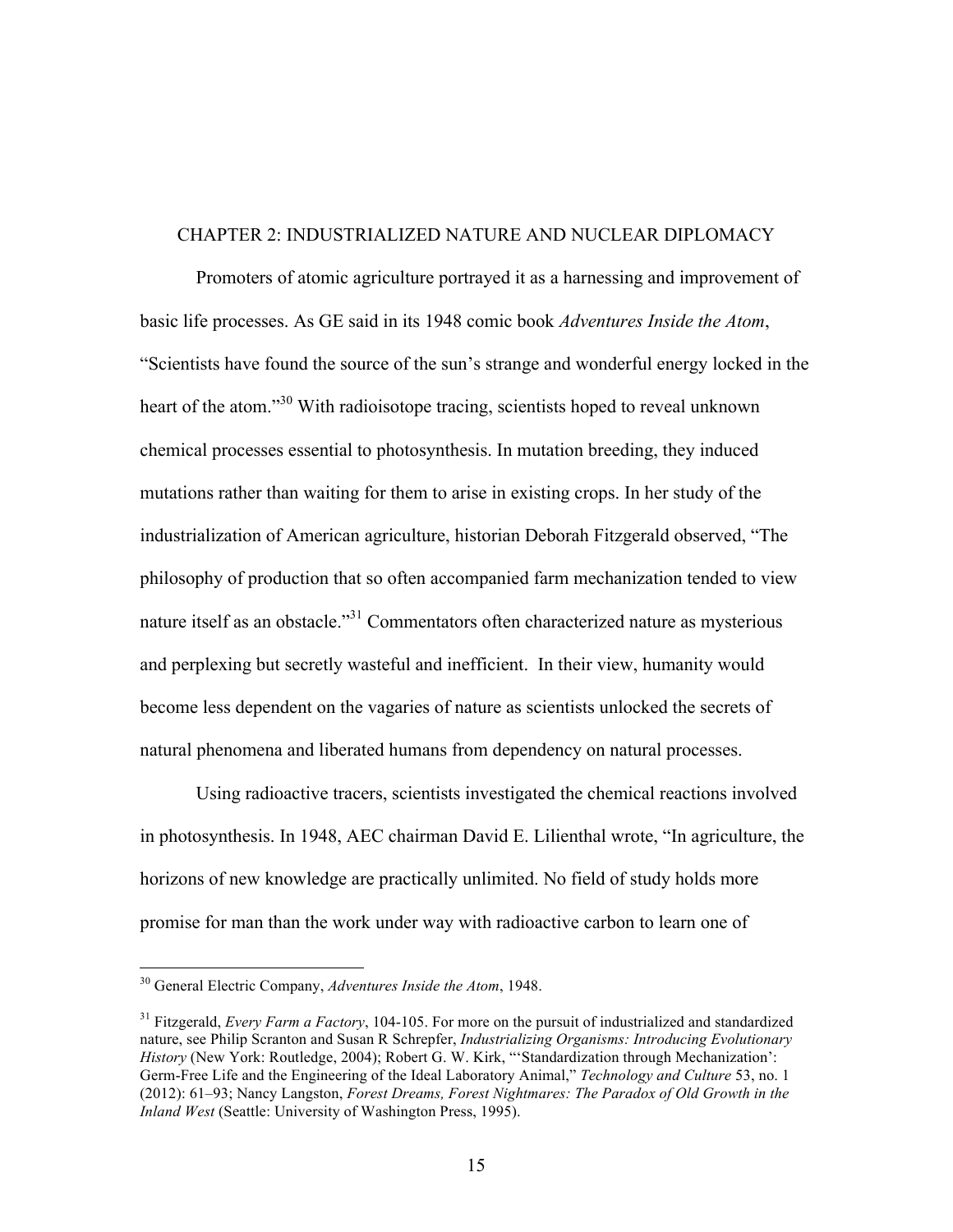## CHAPTER 2: INDUSTRIALIZED NATURE AND NUCLEAR DIPLOMACY

Promoters of atomic agriculture portrayed it as a harnessing and improvement of basic life processes. As GE said in its 1948 comic book *Adventures Inside the Atom*, "Scientists have found the source of the sun's strange and wonderful energy locked in the heart of the atom."[30] With radioisotope tracing, scientists hoped to reveal unknown chemical processes essential to photosynthesis. In mutation breeding, they induced mutations rather than waiting for them to arise in existing crops. In her study of the industrialization of American agriculture, historian Deborah Fitzgerald observed, "The philosophy of production that so often accompanied farm mechanization tended to view nature itself as an obstacle."[31] Commentators often characterized nature as mysterious and perplexing but secretly wasteful and inefficient. In their view, humanity would become less dependent on the vagaries of nature as scientists unlocked the secrets of natural phenomena and liberated humans from dependency on natural processes.

Using radioactive tracers, scientists investigated the chemical reactions involved in photosynthesis. In 1948, AEC chairman David E. Lilienthal wrote, "In agriculture, the horizons of new knowledge are practically unlimited. No field of study holds more promise for man than the work under way with radioactive carbon to learn one of

---

[30] General Electric Company, *Adventures Inside the Atom*, 1948.

[31] Fitzgerald, *Every Farm a Factory*, 104-105. For more on the pursuit of industrialized and standardized nature, see Philip Scranton and Susan R Schrepfer, *Industrializing Organisms: Introducing Evolutionary History* (New York: Routledge, 2004); Robert G. W. Kirk, "'Standardization through Mechanization': Germ-Free Life and the Engineering of the Ideal Laboratory Animal," *Technology and Culture* 53, no. 1 (2012): 61–93; Nancy Langston, *Forest Dreams, Forest Nightmares: The Paradox of Old Growth in the Inland West* (Seattle: University of Washington Press, 1995).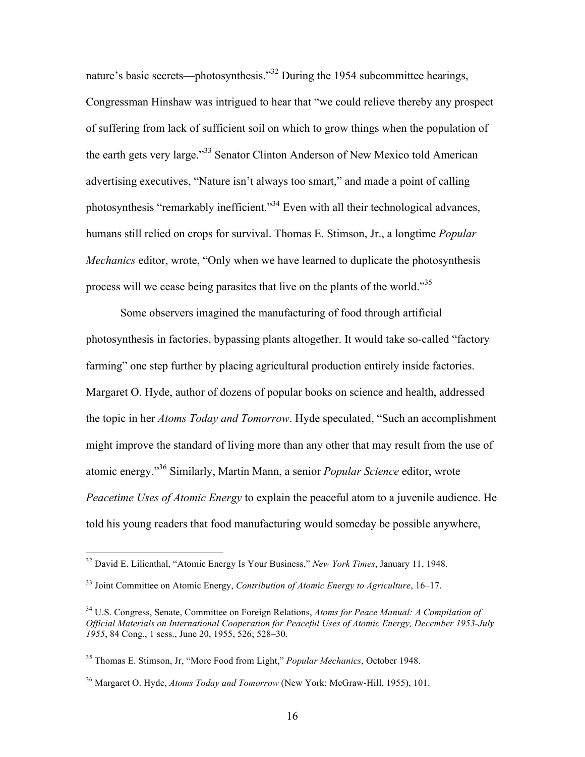nature's basic secrets—photosynthesis."[32] During the 1954 subcommittee hearings, Congressman Hinshaw was intrigued to hear that "we could relieve thereby any prospect of suffering from lack of sufficient soil on which to grow things when the population of the earth gets very large."[33] Senator Clinton Anderson of New Mexico told American advertising executives, "Nature isn't always too smart," and made a point of calling photosynthesis "remarkably inefficient."[34] Even with all their technological advances, humans still relied on crops for survival. Thomas E. Stimson, Jr., a longtime *Popular Mechanics* editor, wrote, "Only when we have learned to duplicate the photosynthesis process will we cease being parasites that live on the plants of the world."[35]

Some observers imagined the manufacturing of food through artificial photosynthesis in factories, bypassing plants altogether. It would take so-called "factory farming" one step further by placing agricultural production entirely inside factories. Margaret O. Hyde, author of dozens of popular books on science and health, addressed the topic in her *Atoms Today and Tomorrow*. Hyde speculated, "Such an accomplishment might improve the standard of living more than any other that may result from the use of atomic energy."[36] Similarly, Martin Mann, a senior *Popular Science* editor, wrote *Peacetime Uses of Atomic Energy* to explain the peaceful atom to a juvenile audience. He told his young readers that food manufacturing would someday be possible anywhere,

---

[32] David E. Lilienthal, "Atomic Energy Is Your Business," *New York Times*, January 11, 1948.

[33] Joint Committee on Atomic Energy, *Contribution of Atomic Energy to Agriculture*, 16–17.

[34] U.S. Congress, Senate, Committee on Foreign Relations, *Atoms for Peace Manual: A Compilation of Official Materials on International Cooperation for Peaceful Uses of Atomic Energy, December 1953-July 1955*, 84 Cong., 1 sess., June 20, 1955, 526; 528–30.

[35] Thomas E. Stimson, Jr, "More Food from Light," *Popular Mechanics*, October 1948.

[36] Margaret O. Hyde, *Atoms Today and Tomorrow* (New York: McGraw-Hill, 1955), 101.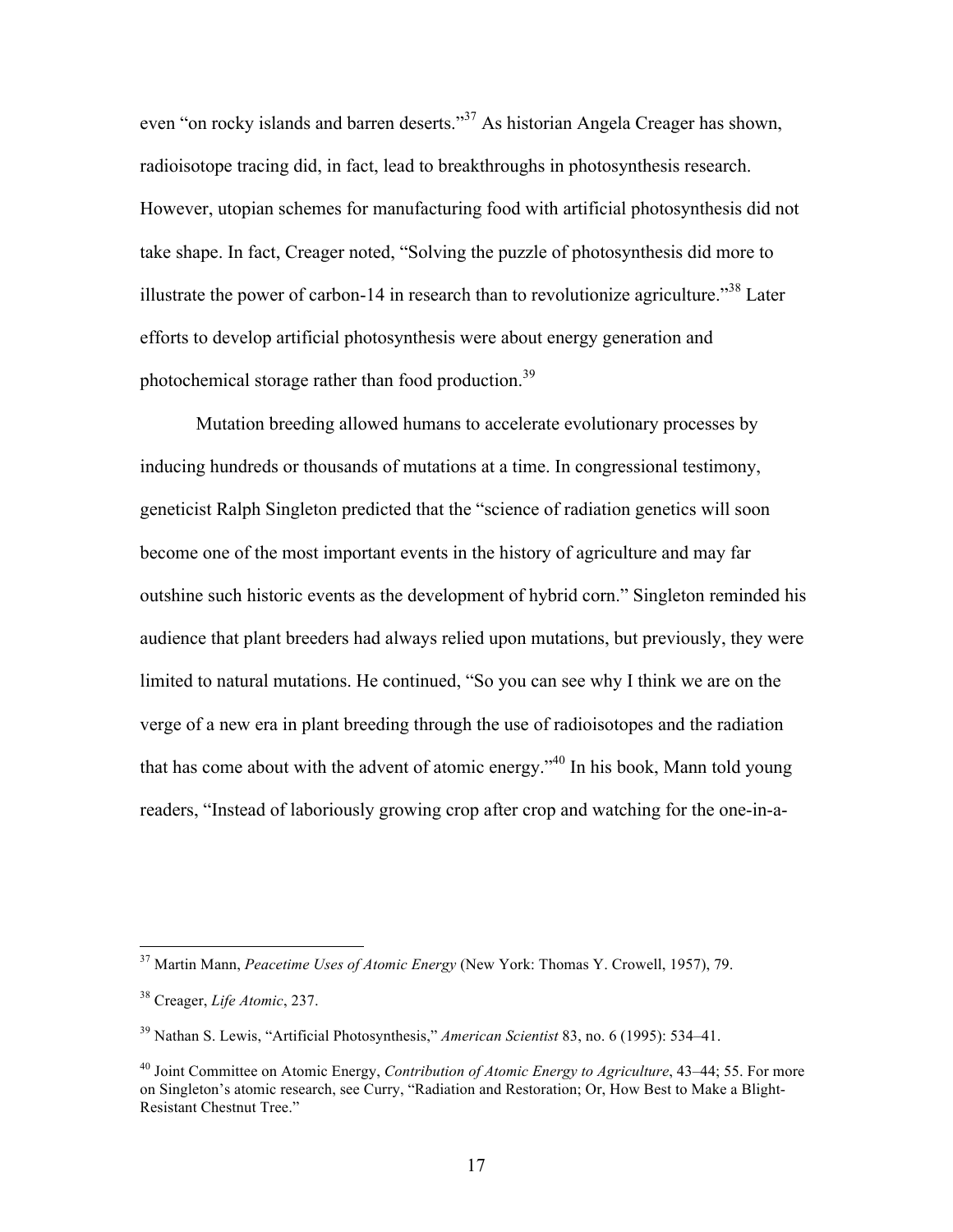even "on rocky islands and barren deserts."[37] As historian Angela Creager has shown, radioisotope tracing did, in fact, lead to breakthroughs in photosynthesis research. However, utopian schemes for manufacturing food with artificial photosynthesis did not take shape. In fact, Creager noted, "Solving the puzzle of photosynthesis did more to illustrate the power of carbon-14 in research than to revolutionize agriculture."[38] Later efforts to develop artificial photosynthesis were about energy generation and photochemical storage rather than food production.[39]

Mutation breeding allowed humans to accelerate evolutionary processes by inducing hundreds or thousands of mutations at a time. In congressional testimony, geneticist Ralph Singleton predicted that the "science of radiation genetics will soon become one of the most important events in the history of agriculture and may far outshine such historic events as the development of hybrid corn." Singleton reminded his audience that plant breeders had always relied upon mutations, but previously, they were limited to natural mutations. He continued, "So you can see why I think we are on the verge of a new era in plant breeding through the use of radioisotopes and the radiation that has come about with the advent of atomic energy."[40] In his book, Mann told young readers, "Instead of laboriously growing crop after crop and watching for the one-in-a-

---

[37] Martin Mann, *Peacetime Uses of Atomic Energy* (New York: Thomas Y. Crowell, 1957), 79.

[38] Creager, *Life Atomic*, 237.

[39] Nathan S. Lewis, "Artificial Photosynthesis," *American Scientist* 83, no. 6 (1995): 534–41.

[40] Joint Committee on Atomic Energy, *Contribution of Atomic Energy to Agriculture*, 43–44; 55. For more on Singleton's atomic research, see Curry, "Radiation and Restoration; Or, How Best to Make a Blight-Resistant Chestnut Tree."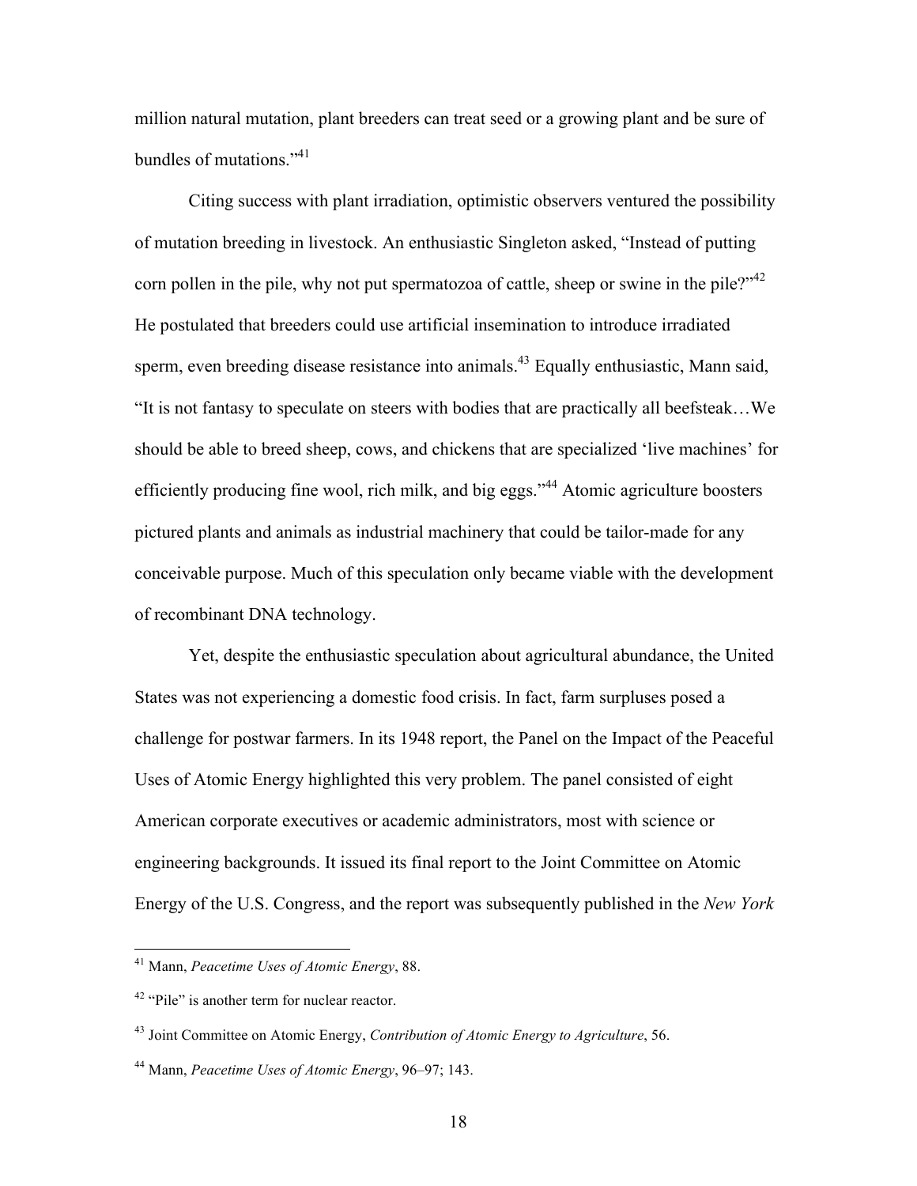million natural mutation, plant breeders can treat seed or a growing plant and be sure of bundles of mutations."[41]

Citing success with plant irradiation, optimistic observers ventured the possibility of mutation breeding in livestock. An enthusiastic Singleton asked, "Instead of putting corn pollen in the pile, why not put spermatozoa of cattle, sheep or swine in the pile?"[42] He postulated that breeders could use artificial insemination to introduce irradiated sperm, even breeding disease resistance into animals.[43] Equally enthusiastic, Mann said, "It is not fantasy to speculate on steers with bodies that are practically all beefsteak…We should be able to breed sheep, cows, and chickens that are specialized 'live machines' for efficiently producing fine wool, rich milk, and big eggs."[44] Atomic agriculture boosters pictured plants and animals as industrial machinery that could be tailor-made for any conceivable purpose. Much of this speculation only became viable with the development of recombinant DNA technology.

Yet, despite the enthusiastic speculation about agricultural abundance, the United States was not experiencing a domestic food crisis. In fact, farm surpluses posed a challenge for postwar farmers. In its 1948 report, the Panel on the Impact of the Peaceful Uses of Atomic Energy highlighted this very problem. The panel consisted of eight American corporate executives or academic administrators, most with science or engineering backgrounds. It issued its final report to the Joint Committee on Atomic Energy of the U.S. Congress, and the report was subsequently published in the *New York*

---

[41] Mann, *Peacetime Uses of Atomic Energy*, 88.

[42] "Pile" is another term for nuclear reactor.

[43] Joint Committee on Atomic Energy, *Contribution of Atomic Energy to Agriculture*, 56.

[44] Mann, *Peacetime Uses of Atomic Energy*, 96–97; 143.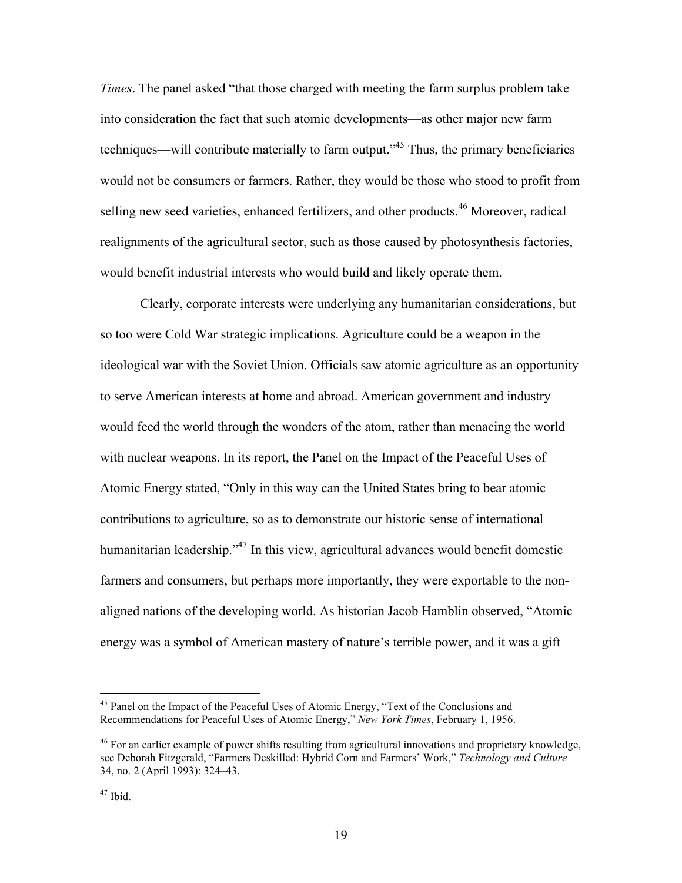*Times*. The panel asked "that those charged with meeting the farm surplus problem take into consideration the fact that such atomic developments—as other major new farm techniques—will contribute materially to farm output."[45] Thus, the primary beneficiaries would not be consumers or farmers. Rather, they would be those who stood to profit from selling new seed varieties, enhanced fertilizers, and other products.[46] Moreover, radical realignments of the agricultural sector, such as those caused by photosynthesis factories, would benefit industrial interests who would build and likely operate them.

Clearly, corporate interests were underlying any humanitarian considerations, but so too were Cold War strategic implications. Agriculture could be a weapon in the ideological war with the Soviet Union. Officials saw atomic agriculture as an opportunity to serve American interests at home and abroad. American government and industry would feed the world through the wonders of the atom, rather than menacing the world with nuclear weapons. In its report, the Panel on the Impact of the Peaceful Uses of Atomic Energy stated, "Only in this way can the United States bring to bear atomic contributions to agriculture, so as to demonstrate our historic sense of international humanitarian leadership."[47] In this view, agricultural advances would benefit domestic farmers and consumers, but perhaps more importantly, they were exportable to the non-aligned nations of the developing world. As historian Jacob Hamblin observed, "Atomic energy was a symbol of American mastery of nature's terrible power, and it was a gift

---

[45] Panel on the Impact of the Peaceful Uses of Atomic Energy, "Text of the Conclusions and Recommendations for Peaceful Uses of Atomic Energy," *New York Times*, February 1, 1956.

[46] For an earlier example of power shifts resulting from agricultural innovations and proprietary knowledge, see Deborah Fitzgerald, "Farmers Deskilled: Hybrid Corn and Farmers' Work," *Technology and Culture* 34, no. 2 (April 1993): 324–43.

[47] Ibid.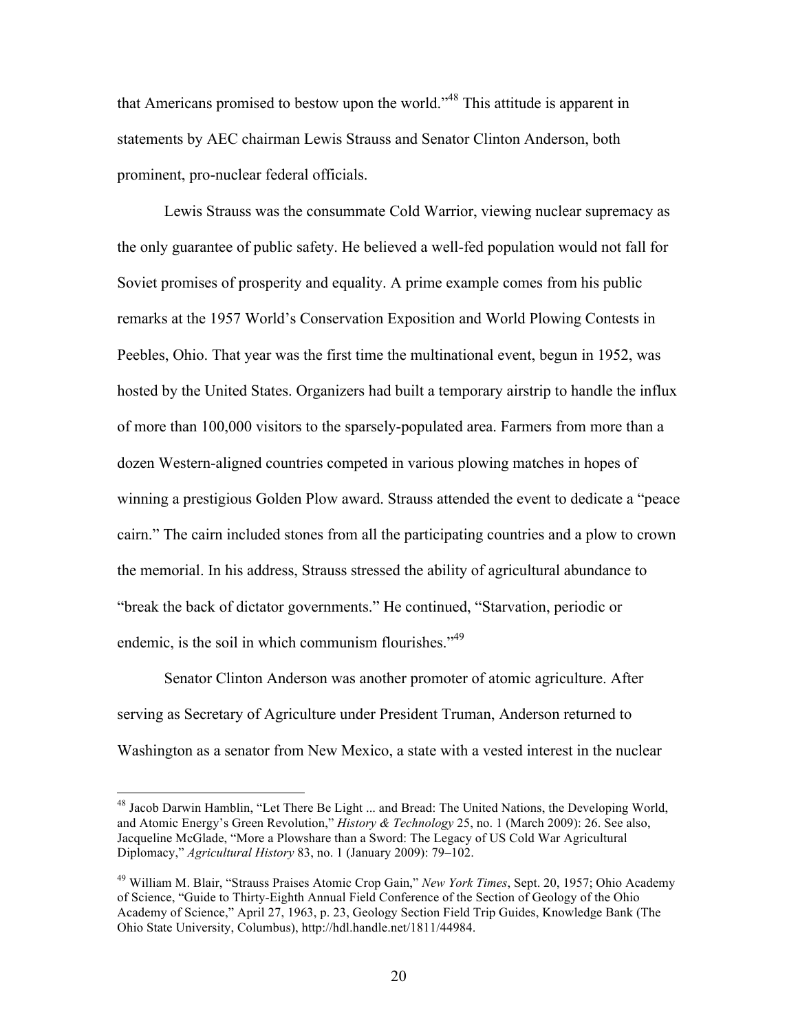that Americans promised to bestow upon the world."[48] This attitude is apparent in statements by AEC chairman Lewis Strauss and Senator Clinton Anderson, both prominent, pro-nuclear federal officials.

Lewis Strauss was the consummate Cold Warrior, viewing nuclear supremacy as the only guarantee of public safety. He believed a well-fed population would not fall for Soviet promises of prosperity and equality. A prime example comes from his public remarks at the 1957 World's Conservation Exposition and World Plowing Contests in Peebles, Ohio. That year was the first time the multinational event, begun in 1952, was hosted by the United States. Organizers had built a temporary airstrip to handle the influx of more than 100,000 visitors to the sparsely-populated area. Farmers from more than a dozen Western-aligned countries competed in various plowing matches in hopes of winning a prestigious Golden Plow award. Strauss attended the event to dedicate a "peace cairn." The cairn included stones from all the participating countries and a plow to crown the memorial. In his address, Strauss stressed the ability of agricultural abundance to "break the back of dictator governments." He continued, "Starvation, periodic or endemic, is the soil in which communism flourishes."[49]

Senator Clinton Anderson was another promoter of atomic agriculture. After serving as Secretary of Agriculture under President Truman, Anderson returned to Washington as a senator from New Mexico, a state with a vested interest in the nuclear

---

[48] Jacob Darwin Hamblin, "Let There Be Light ... and Bread: The United Nations, the Developing World, and Atomic Energy's Green Revolution," *History & Technology* 25, no. 1 (March 2009): 26. See also, Jacqueline McGlade, "More a Plowshare than a Sword: The Legacy of US Cold War Agricultural Diplomacy," *Agricultural History* 83, no. 1 (January 2009): 79–102.

[49] William M. Blair, "Strauss Praises Atomic Crop Gain," *New York Times*, Sept. 20, 1957; Ohio Academy of Science, "Guide to Thirty-Eighth Annual Field Conference of the Section of Geology of the Ohio Academy of Science," April 27, 1963, p. 23, Geology Section Field Trip Guides, Knowledge Bank (The Ohio State University, Columbus), http://hdl.handle.net/1811/44984.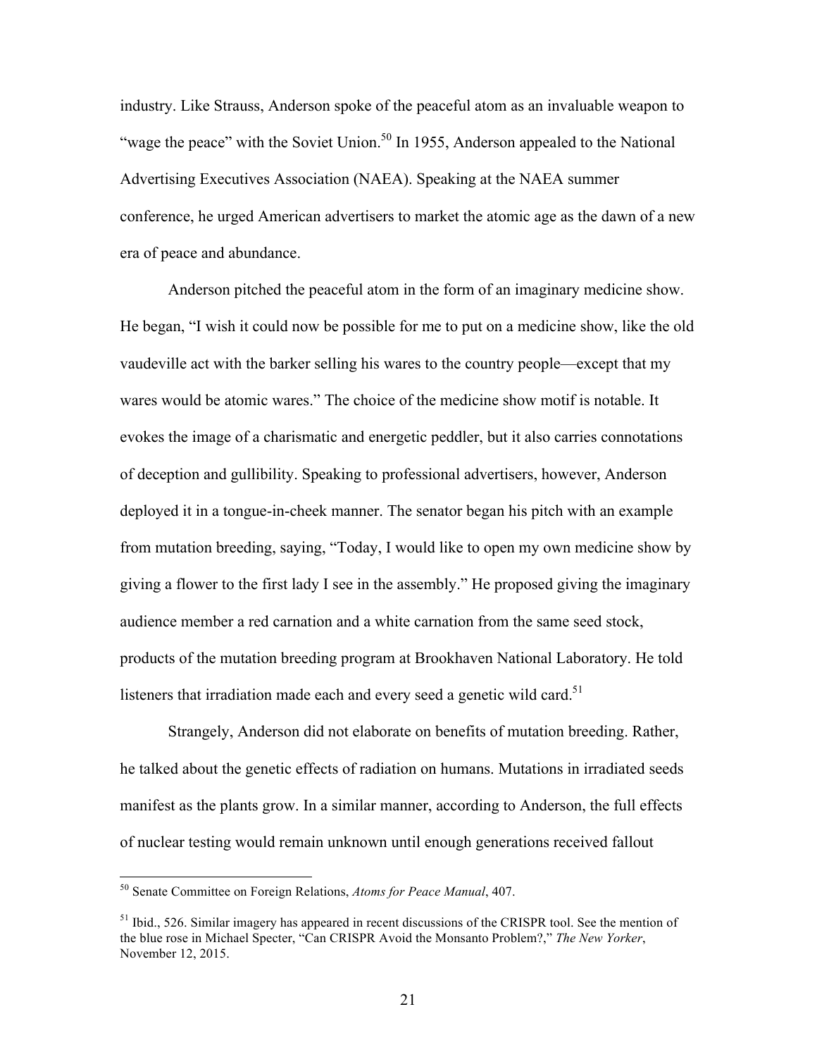industry. Like Strauss, Anderson spoke of the peaceful atom as an invaluable weapon to "wage the peace" with the Soviet Union.[50] In 1955, Anderson appealed to the National Advertising Executives Association (NAEA). Speaking at the NAEA summer conference, he urged American advertisers to market the atomic age as the dawn of a new era of peace and abundance.

Anderson pitched the peaceful atom in the form of an imaginary medicine show. He began, "I wish it could now be possible for me to put on a medicine show, like the old vaudeville act with the barker selling his wares to the country people—except that my wares would be atomic wares." The choice of the medicine show motif is notable. It evokes the image of a charismatic and energetic peddler, but it also carries connotations of deception and gullibility. Speaking to professional advertisers, however, Anderson deployed it in a tongue-in-cheek manner. The senator began his pitch with an example from mutation breeding, saying, "Today, I would like to open my own medicine show by giving a flower to the first lady I see in the assembly." He proposed giving the imaginary audience member a red carnation and a white carnation from the same seed stock, products of the mutation breeding program at Brookhaven National Laboratory. He told listeners that irradiation made each and every seed a genetic wild card.[51]

Strangely, Anderson did not elaborate on benefits of mutation breeding. Rather, he talked about the genetic effects of radiation on humans. Mutations in irradiated seeds manifest as the plants grow. In a similar manner, according to Anderson, the full effects of nuclear testing would remain unknown until enough generations received fallout

---

[50] Senate Committee on Foreign Relations, *Atoms for Peace Manual*, 407.

[51] Ibid., 526. Similar imagery has appeared in recent discussions of the CRISPR tool. See the mention of the blue rose in Michael Specter, "Can CRISPR Avoid the Monsanto Problem?," *The New Yorker*, November 12, 2015.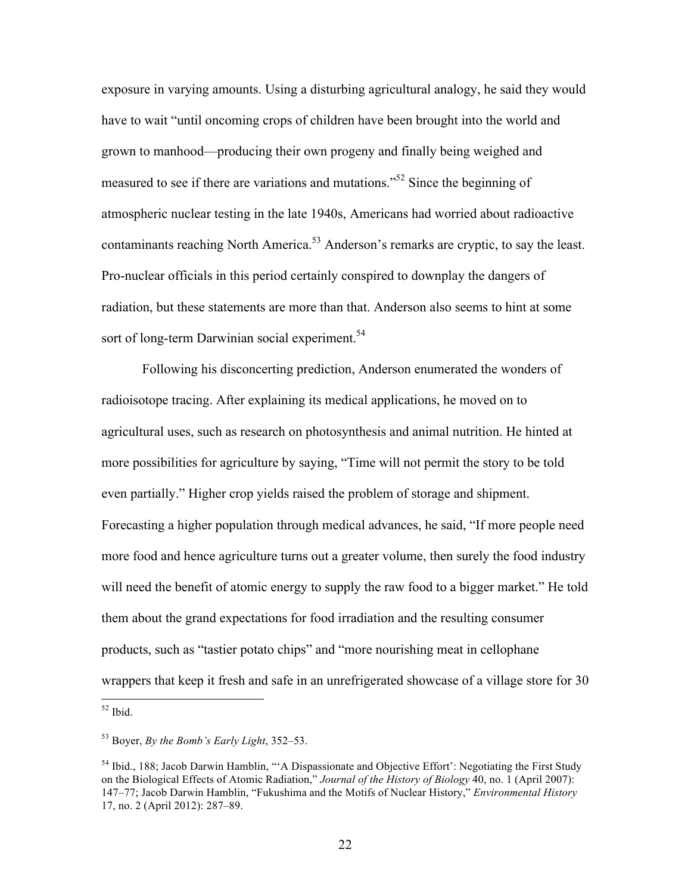exposure in varying amounts. Using a disturbing agricultural analogy, he said they would have to wait "until oncoming crops of children have been brought into the world and grown to manhood—producing their own progeny and finally being weighed and measured to see if there are variations and mutations."[52] Since the beginning of atmospheric nuclear testing in the late 1940s, Americans had worried about radioactive contaminants reaching North America.[53] Anderson's remarks are cryptic, to say the least. Pro-nuclear officials in this period certainly conspired to downplay the dangers of radiation, but these statements are more than that. Anderson also seems to hint at some sort of long-term Darwinian social experiment.[54]

Following his disconcerting prediction, Anderson enumerated the wonders of radioisotope tracing. After explaining its medical applications, he moved on to agricultural uses, such as research on photosynthesis and animal nutrition. He hinted at more possibilities for agriculture by saying, "Time will not permit the story to be told even partially." Higher crop yields raised the problem of storage and shipment. Forecasting a higher population through medical advances, he said, "If more people need more food and hence agriculture turns out a greater volume, then surely the food industry will need the benefit of atomic energy to supply the raw food to a bigger market." He told them about the grand expectations for food irradiation and the resulting consumer products, such as "tastier potato chips" and "more nourishing meat in cellophane wrappers that keep it fresh and safe in an unrefrigerated showcase of a village store for 30

---

[52] Ibid.

[53] Boyer, *By the Bomb's Early Light*, 352–53.

[54] Ibid., 188; Jacob Darwin Hamblin, "'A Dispassionate and Objective Effort': Negotiating the First Study on the Biological Effects of Atomic Radiation," *Journal of the History of Biology* 40, no. 1 (April 2007): 147–77; Jacob Darwin Hamblin, "Fukushima and the Motifs of Nuclear History," *Environmental History* 17, no. 2 (April 2012): 287–89.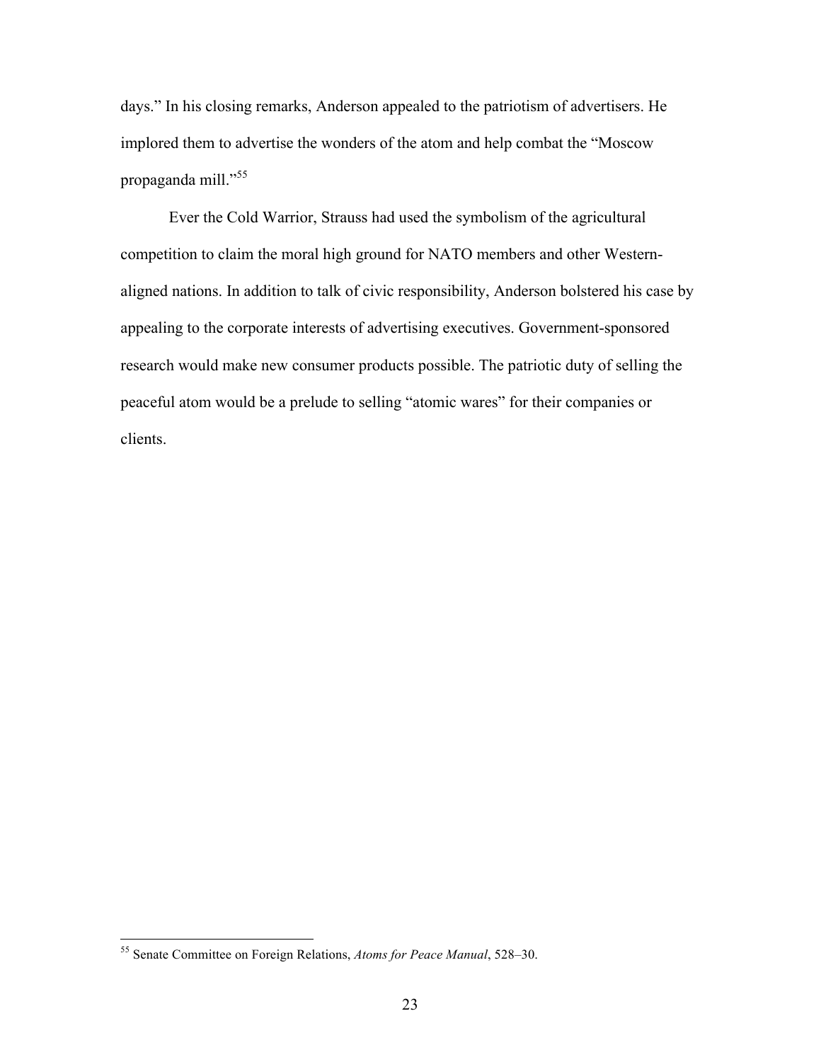days." In his closing remarks, Anderson appealed to the patriotism of advertisers. He implored them to advertise the wonders of the atom and help combat the "Moscow propaganda mill."[55]

Ever the Cold Warrior, Strauss had used the symbolism of the agricultural competition to claim the moral high ground for NATO members and other Western-aligned nations. In addition to talk of civic responsibility, Anderson bolstered his case by appealing to the corporate interests of advertising executives. Government-sponsored research would make new consumer products possible. The patriotic duty of selling the peaceful atom would be a prelude to selling "atomic wares" for their companies or clients.

---

[55] Senate Committee on Foreign Relations, *Atoms for Peace Manual*, 528–30.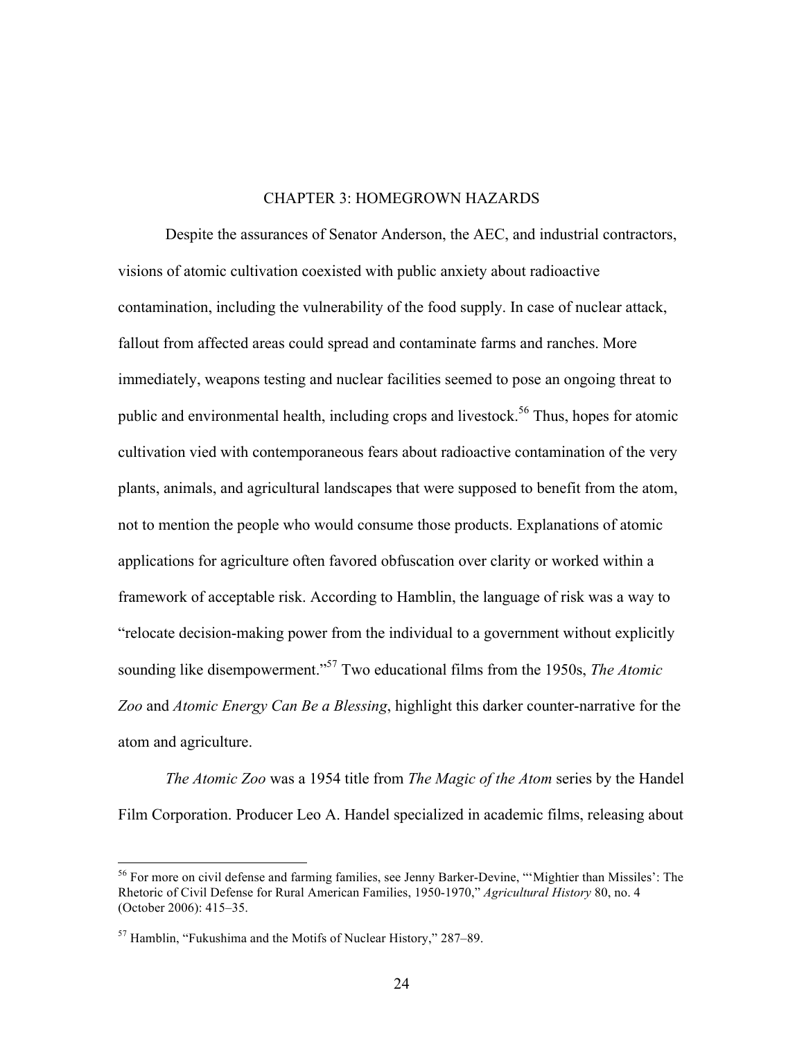# CHAPTER 3: HOMEGROWN HAZARDS

Despite the assurances of Senator Anderson, the AEC, and industrial contractors, visions of atomic cultivation coexisted with public anxiety about radioactive contamination, including the vulnerability of the food supply. In case of nuclear attack, fallout from affected areas could spread and contaminate farms and ranches. More immediately, weapons testing and nuclear facilities seemed to pose an ongoing threat to public and environmental health, including crops and livestock.[56] Thus, hopes for atomic cultivation vied with contemporaneous fears about radioactive contamination of the very plants, animals, and agricultural landscapes that were supposed to benefit from the atom, not to mention the people who would consume those products. Explanations of atomic applications for agriculture often favored obfuscation over clarity or worked within a framework of acceptable risk. According to Hamblin, the language of risk was a way to "relocate decision-making power from the individual to a government without explicitly sounding like disempowerment."[57] Two educational films from the 1950s, *The Atomic Zoo* and *Atomic Energy Can Be a Blessing*, highlight this darker counter-narrative for the atom and agriculture.

*The Atomic Zoo* was a 1954 title from *The Magic of the Atom* series by the Handel Film Corporation. Producer Leo A. Handel specialized in academic films, releasing about

---

[56] For more on civil defense and farming families, see Jenny Barker-Devine, "'Mightier than Missiles': The Rhetoric of Civil Defense for Rural American Families, 1950-1970," *Agricultural History* 80, no. 4 (October 2006): 415–35.

[57] Hamblin, "Fukushima and the Motifs of Nuclear History," 287–89.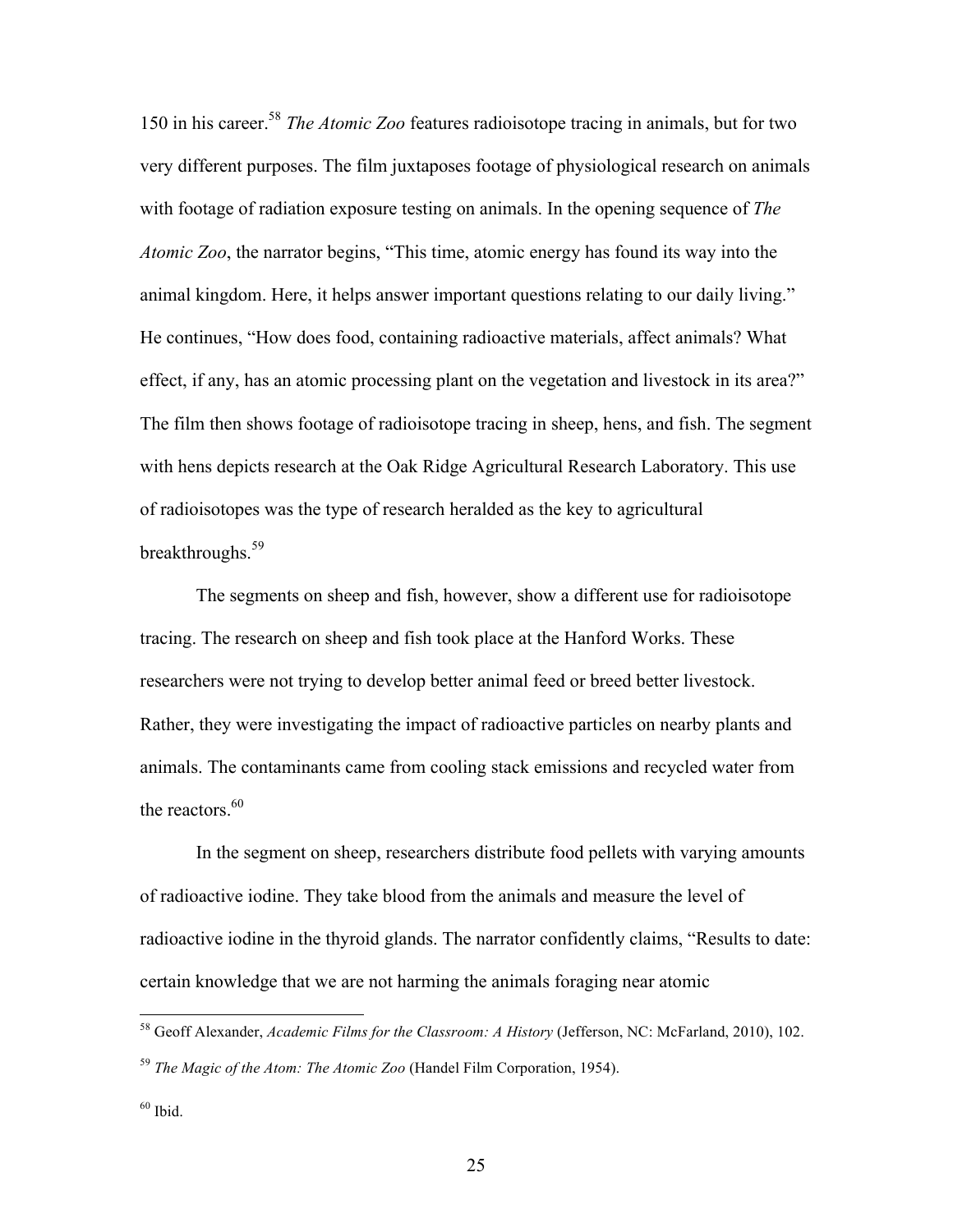150 in his career.[58] *The Atomic Zoo* features radioisotope tracing in animals, but for two very different purposes. The film juxtaposes footage of physiological research on animals with footage of radiation exposure testing on animals. In the opening sequence of *The Atomic Zoo*, the narrator begins, "This time, atomic energy has found its way into the animal kingdom. Here, it helps answer important questions relating to our daily living." He continues, "How does food, containing radioactive materials, affect animals? What effect, if any, has an atomic processing plant on the vegetation and livestock in its area?" The film then shows footage of radioisotope tracing in sheep, hens, and fish. The segment with hens depicts research at the Oak Ridge Agricultural Research Laboratory. This use of radioisotopes was the type of research heralded as the key to agricultural breakthroughs.[59]

The segments on sheep and fish, however, show a different use for radioisotope tracing. The research on sheep and fish took place at the Hanford Works. These researchers were not trying to develop better animal feed or breed better livestock. Rather, they were investigating the impact of radioactive particles on nearby plants and animals. The contaminants came from cooling stack emissions and recycled water from the reactors.[60]

In the segment on sheep, researchers distribute food pellets with varying amounts of radioactive iodine. They take blood from the animals and measure the level of radioactive iodine in the thyroid glands. The narrator confidently claims, "Results to date: certain knowledge that we are not harming the animals foraging near atomic

---

[58] Geoff Alexander, *Academic Films for the Classroom: A History* (Jefferson, NC: McFarland, 2010), 102.

[59] *The Magic of the Atom: The Atomic Zoo* (Handel Film Corporation, 1954).

[60] Ibid.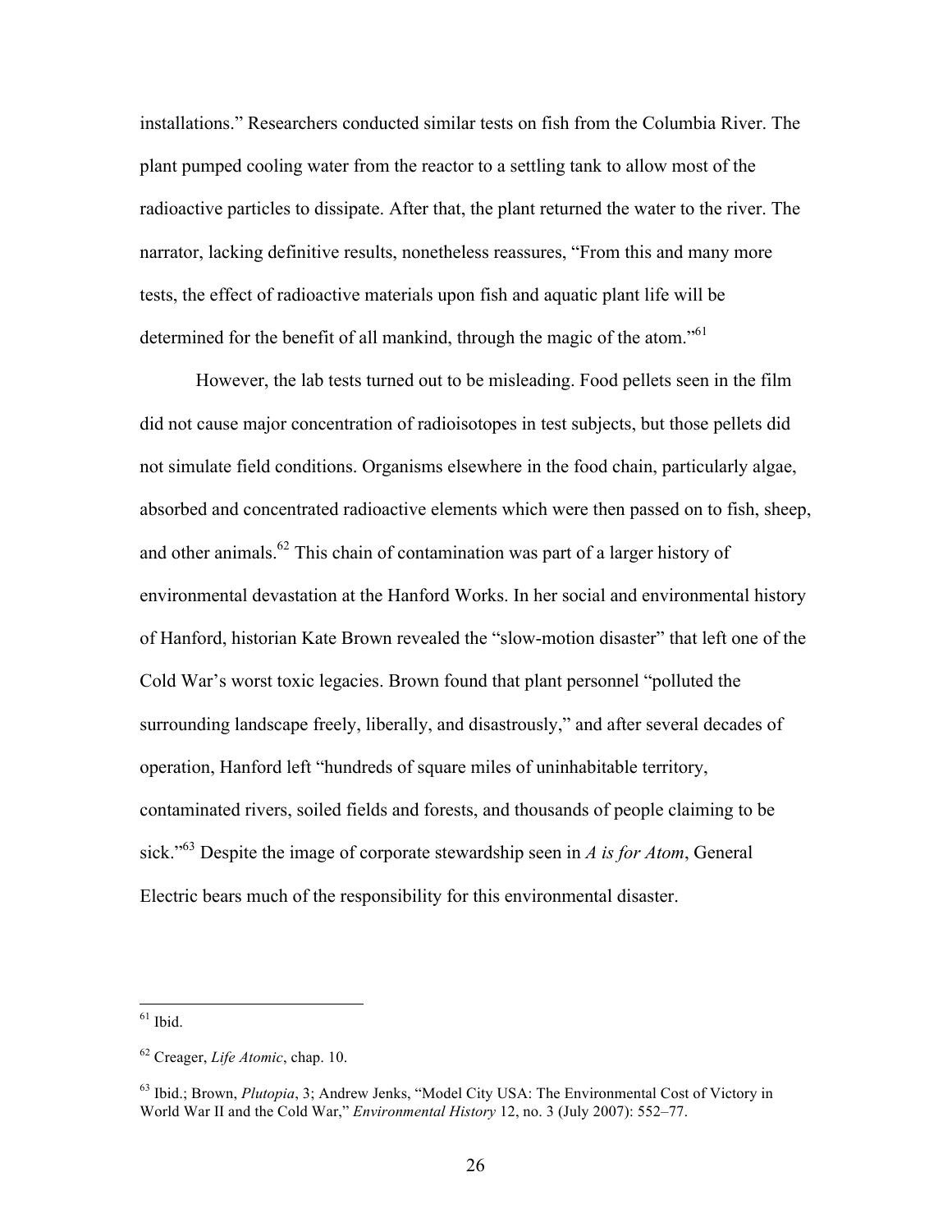installations." Researchers conducted similar tests on fish from the Columbia River. The plant pumped cooling water from the reactor to a settling tank to allow most of the radioactive particles to dissipate. After that, the plant returned the water to the river. The narrator, lacking definitive results, nonetheless reassures, "From this and many more tests, the effect of radioactive materials upon fish and aquatic plant life will be determined for the benefit of all mankind, through the magic of the atom."[61]

However, the lab tests turned out to be misleading. Food pellets seen in the film did not cause major concentration of radioisotopes in test subjects, but those pellets did not simulate field conditions. Organisms elsewhere in the food chain, particularly algae, absorbed and concentrated radioactive elements which were then passed on to fish, sheep, and other animals.[62] This chain of contamination was part of a larger history of environmental devastation at the Hanford Works. In her social and environmental history of Hanford, historian Kate Brown revealed the "slow-motion disaster" that left one of the Cold War's worst toxic legacies. Brown found that plant personnel "polluted the surrounding landscape freely, liberally, and disastrously," and after several decades of operation, Hanford left "hundreds of square miles of uninhabitable territory, contaminated rivers, soiled fields and forests, and thousands of people claiming to be sick."[63] Despite the image of corporate stewardship seen in *A is for Atom*, General Electric bears much of the responsibility for this environmental disaster.

---

[61] Ibid.

[62] Creager, *Life Atomic*, chap. 10.

[63] Ibid.; Brown, *Plutopia*, 3; Andrew Jenks, "Model City USA: The Environmental Cost of Victory in World War II and the Cold War," *Environmental History* 12, no. 3 (July 2007): 552–77.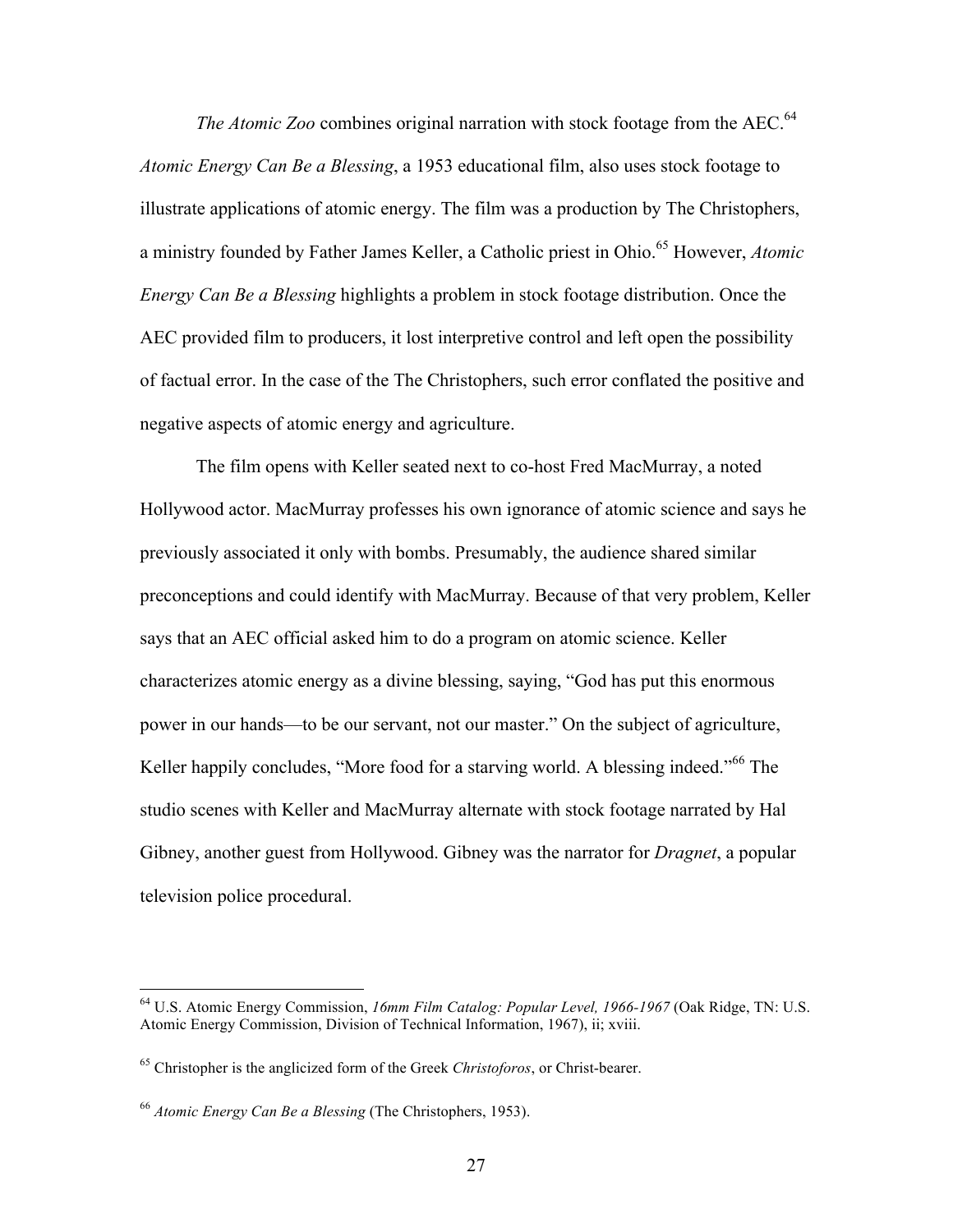*The Atomic Zoo* combines original narration with stock footage from the AEC.[64] *Atomic Energy Can Be a Blessing*, a 1953 educational film, also uses stock footage to illustrate applications of atomic energy. The film was a production by The Christophers, a ministry founded by Father James Keller, a Catholic priest in Ohio.[65] However, *Atomic Energy Can Be a Blessing* highlights a problem in stock footage distribution. Once the AEC provided film to producers, it lost interpretive control and left open the possibility of factual error. In the case of the The Christophers, such error conflated the positive and negative aspects of atomic energy and agriculture.

The film opens with Keller seated next to co-host Fred MacMurray, a noted Hollywood actor. MacMurray professes his own ignorance of atomic science and says he previously associated it only with bombs. Presumably, the audience shared similar preconceptions and could identify with MacMurray. Because of that very problem, Keller says that an AEC official asked him to do a program on atomic science. Keller characterizes atomic energy as a divine blessing, saying, "God has put this enormous power in our hands—to be our servant, not our master." On the subject of agriculture, Keller happily concludes, "More food for a starving world. A blessing indeed."[66] The studio scenes with Keller and MacMurray alternate with stock footage narrated by Hal Gibney, another guest from Hollywood. Gibney was the narrator for *Dragnet*, a popular television police procedural.

---

[64] U.S. Atomic Energy Commission, *16mm Film Catalog: Popular Level, 1966-1967* (Oak Ridge, TN: U.S. Atomic Energy Commission, Division of Technical Information, 1967), ii; xviii.

[65] Christopher is the anglicized form of the Greek *Christoforos*, or Christ-bearer.

[66] *Atomic Energy Can Be a Blessing* (The Christophers, 1953).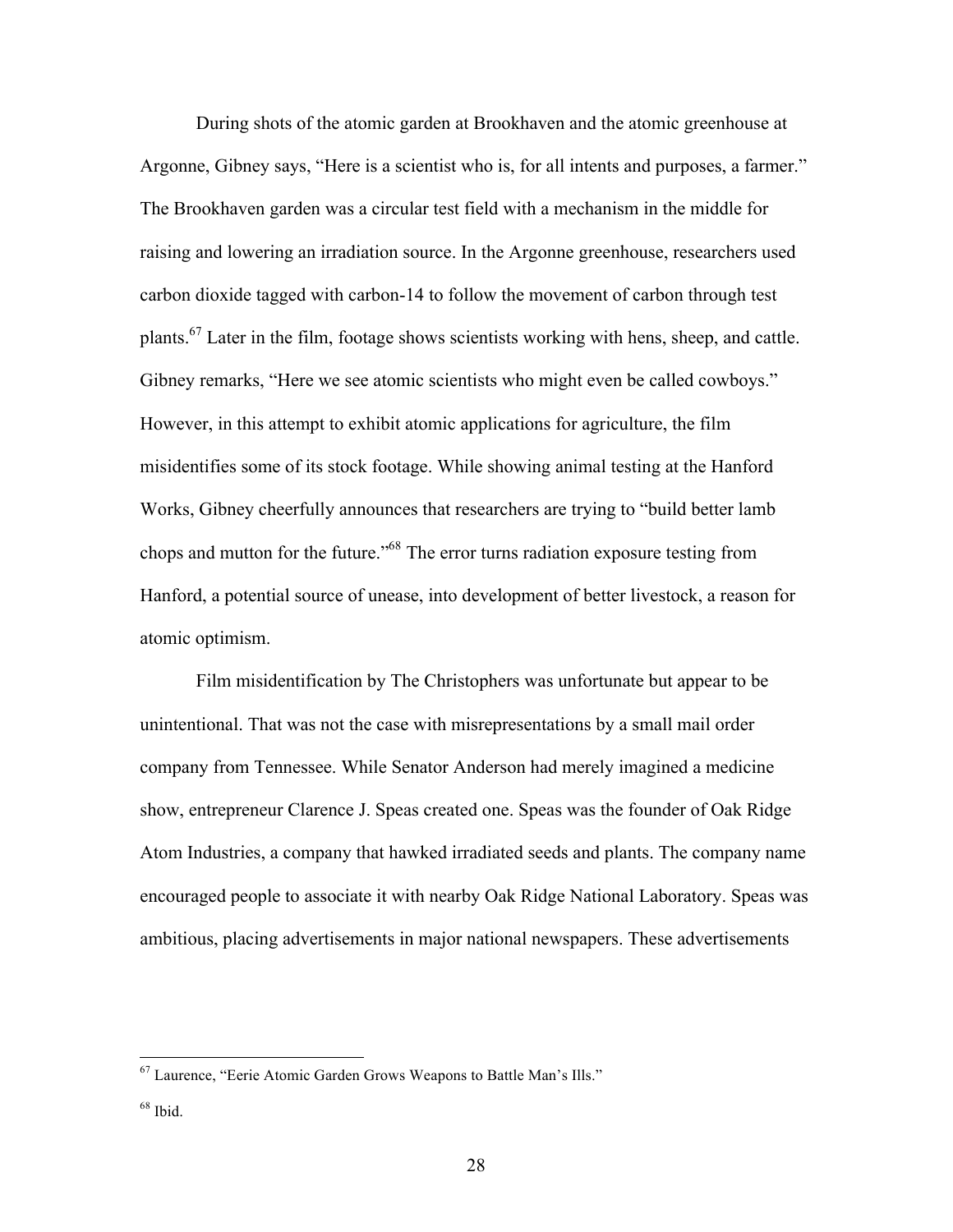During shots of the atomic garden at Brookhaven and the atomic greenhouse at Argonne, Gibney says, "Here is a scientist who is, for all intents and purposes, a farmer." The Brookhaven garden was a circular test field with a mechanism in the middle for raising and lowering an irradiation source. In the Argonne greenhouse, researchers used carbon dioxide tagged with carbon-14 to follow the movement of carbon through test plants.[67] Later in the film, footage shows scientists working with hens, sheep, and cattle. Gibney remarks, "Here we see atomic scientists who might even be called cowboys." However, in this attempt to exhibit atomic applications for agriculture, the film misidentifies some of its stock footage. While showing animal testing at the Hanford Works, Gibney cheerfully announces that researchers are trying to "build better lamb chops and mutton for the future."[68] The error turns radiation exposure testing from Hanford, a potential source of unease, into development of better livestock, a reason for atomic optimism.

Film misidentification by The Christophers was unfortunate but appear to be unintentional. That was not the case with misrepresentations by a small mail order company from Tennessee. While Senator Anderson had merely imagined a medicine show, entrepreneur Clarence J. Speas created one. Speas was the founder of Oak Ridge Atom Industries, a company that hawked irradiated seeds and plants. The company name encouraged people to associate it with nearby Oak Ridge National Laboratory. Speas was ambitious, placing advertisements in major national newspapers. These advertisements

---

[67] Laurence, "Eerie Atomic Garden Grows Weapons to Battle Man's Ills."

[68] Ibid.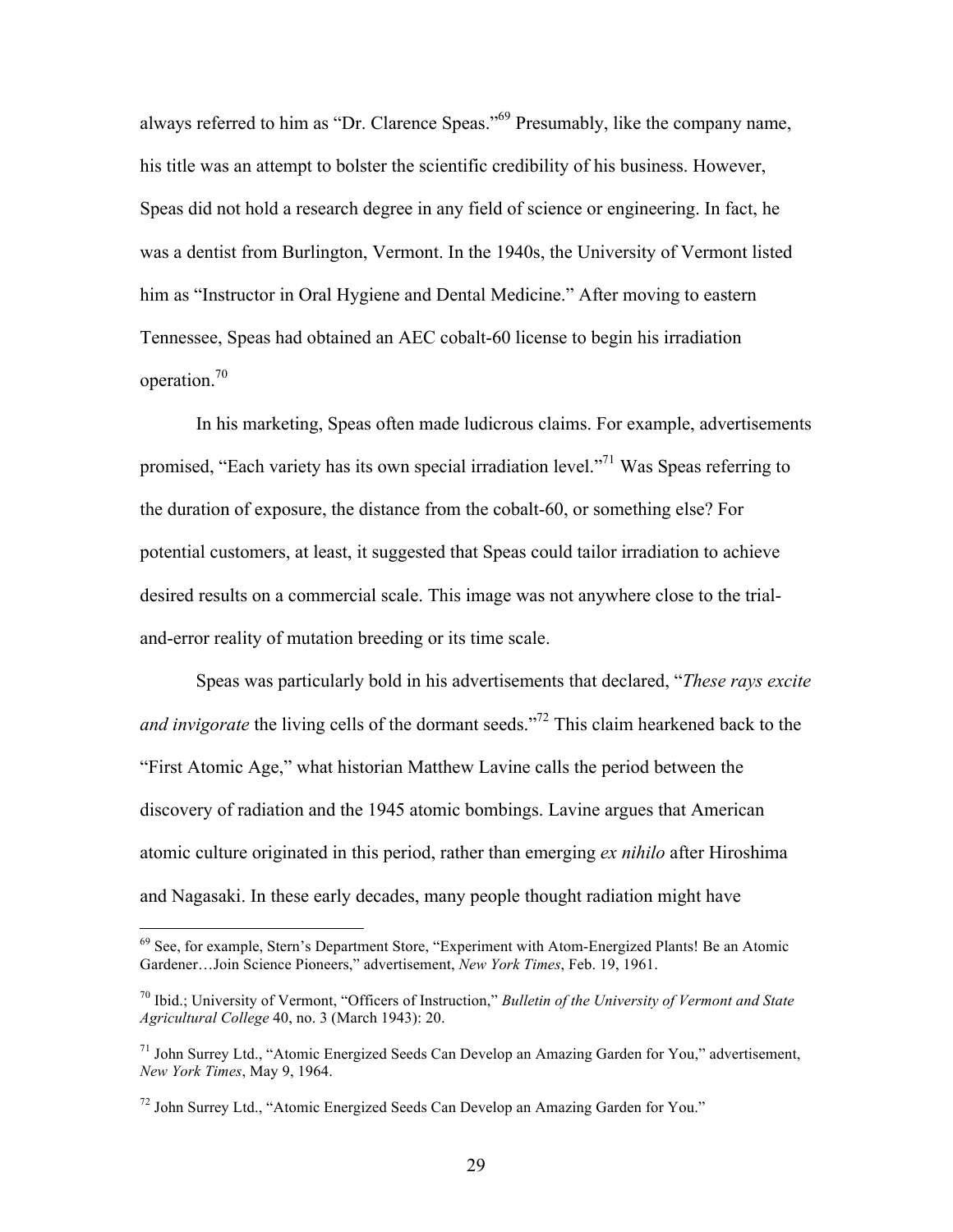always referred to him as "Dr. Clarence Speas."[69] Presumably, like the company name, his title was an attempt to bolster the scientific credibility of his business. However, Speas did not hold a research degree in any field of science or engineering. In fact, he was a dentist from Burlington, Vermont. In the 1940s, the University of Vermont listed him as "Instructor in Oral Hygiene and Dental Medicine." After moving to eastern Tennessee, Speas had obtained an AEC cobalt-60 license to begin his irradiation operation.[70]

In his marketing, Speas often made ludicrous claims. For example, advertisements promised, "Each variety has its own special irradiation level."[71] Was Speas referring to the duration of exposure, the distance from the cobalt-60, or something else? For potential customers, at least, it suggested that Speas could tailor irradiation to achieve desired results on a commercial scale. This image was not anywhere close to the trial-and-error reality of mutation breeding or its time scale.

Speas was particularly bold in his advertisements that declared, "*These rays excite and invigorate* the living cells of the dormant seeds."[72] This claim hearkened back to the "First Atomic Age," what historian Matthew Lavine calls the period between the discovery of radiation and the 1945 atomic bombings. Lavine argues that American atomic culture originated in this period, rather than emerging *ex nihilo* after Hiroshima and Nagasaki. In these early decades, many people thought radiation might have

---

[69] See, for example, Stern's Department Store, "Experiment with Atom-Energized Plants! Be an Atomic Gardener…Join Science Pioneers," advertisement, *New York Times*, Feb. 19, 1961.

[70] Ibid.; University of Vermont, "Officers of Instruction," *Bulletin of the University of Vermont and State Agricultural College* 40, no. 3 (March 1943): 20.

[71] John Surrey Ltd., "Atomic Energized Seeds Can Develop an Amazing Garden for You," advertisement, *New York Times*, May 9, 1964.

[72] John Surrey Ltd., "Atomic Energized Seeds Can Develop an Amazing Garden for You."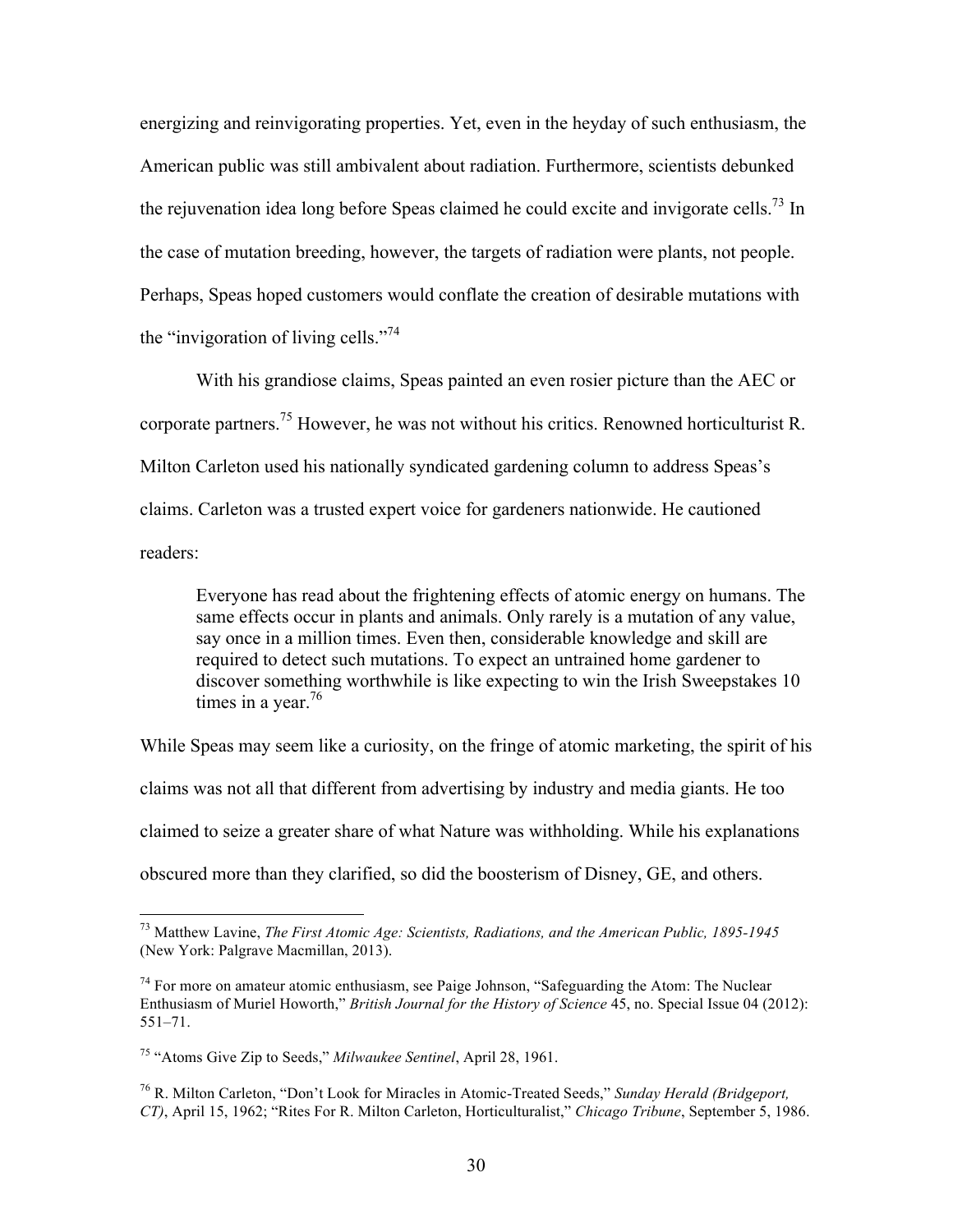energizing and reinvigorating properties. Yet, even in the heyday of such enthusiasm, the American public was still ambivalent about radiation. Furthermore, scientists debunked the rejuvenation idea long before Speas claimed he could excite and invigorate cells.[73] In the case of mutation breeding, however, the targets of radiation were plants, not people. Perhaps, Speas hoped customers would conflate the creation of desirable mutations with the "invigoration of living cells."[74]

With his grandiose claims, Speas painted an even rosier picture than the AEC or corporate partners.[75] However, he was not without his critics. Renowned horticulturist R. Milton Carleton used his nationally syndicated gardening column to address Speas's claims. Carleton was a trusted expert voice for gardeners nationwide. He cautioned readers:

> Everyone has read about the frightening effects of atomic energy on humans. The same effects occur in plants and animals. Only rarely is a mutation of any value, say once in a million times. Even then, considerable knowledge and skill are required to detect such mutations. To expect an untrained home gardener to discover something worthwhile is like expecting to win the Irish Sweepstakes 10 times in a year.[76]

While Speas may seem like a curiosity, on the fringe of atomic marketing, the spirit of his claims was not all that different from advertising by industry and media giants. He too claimed to seize a greater share of what Nature was withholding. While his explanations obscured more than they clarified, so did the boosterism of Disney, GE, and others.

---

[73] Matthew Lavine, *The First Atomic Age: Scientists, Radiations, and the American Public, 1895-1945* (New York: Palgrave Macmillan, 2013).

[74] For more on amateur atomic enthusiasm, see Paige Johnson, "Safeguarding the Atom: The Nuclear Enthusiasm of Muriel Howorth," *British Journal for the History of Science* 45, no. Special Issue 04 (2012): 551–71.

[75] "Atoms Give Zip to Seeds," *Milwaukee Sentinel*, April 28, 1961.

[76] R. Milton Carleton, "Don't Look for Miracles in Atomic-Treated Seeds," *Sunday Herald (Bridgeport, CT)*, April 15, 1962; "Rites For R. Milton Carleton, Horticulturalist," *Chicago Tribune*, September 5, 1986.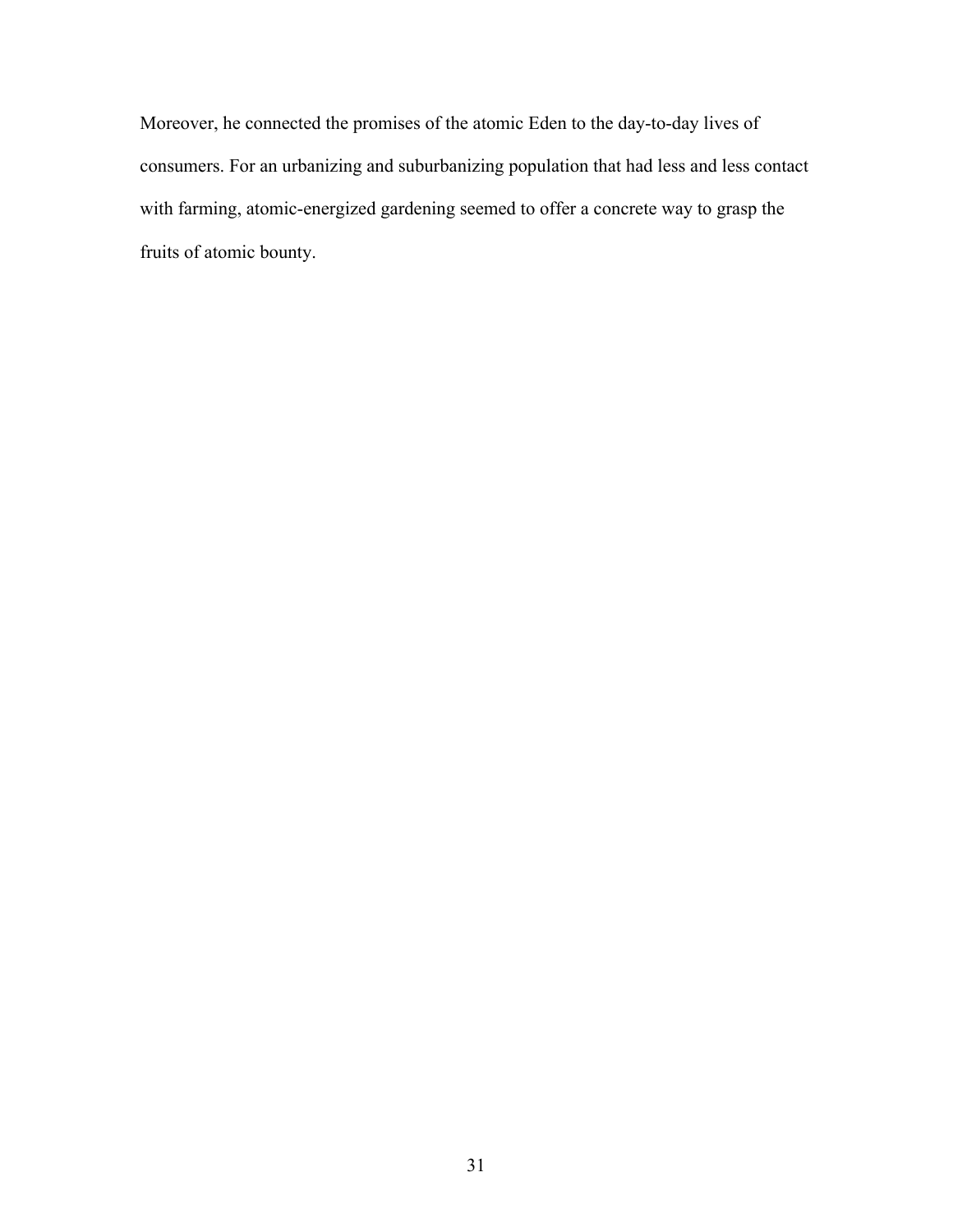Moreover, he connected the promises of the atomic Eden to the day-to-day lives of consumers. For an urbanizing and suburbanizing population that had less and less contact with farming, atomic-energized gardening seemed to offer a concrete way to grasp the fruits of atomic bounty.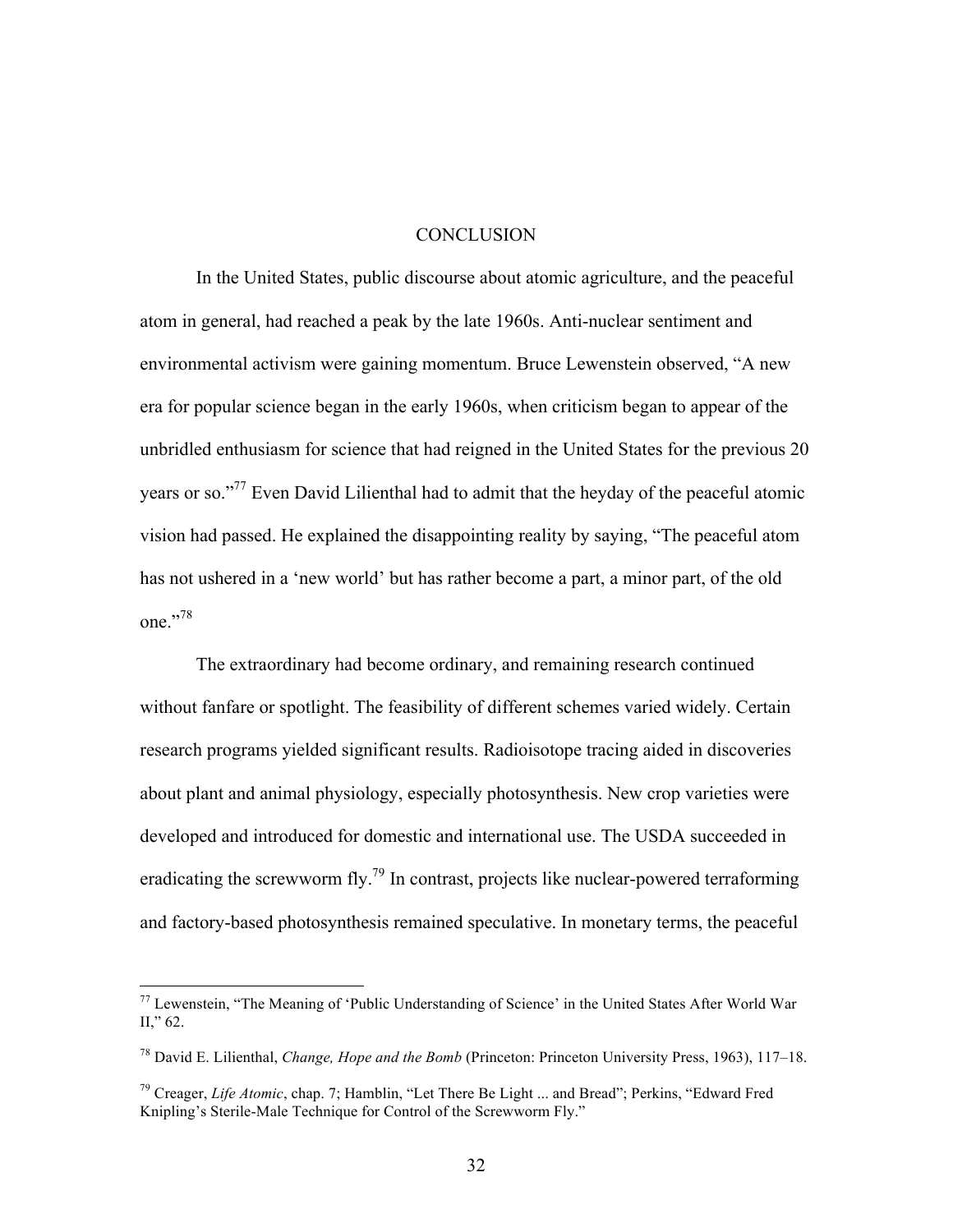# CONCLUSION

In the United States, public discourse about atomic agriculture, and the peaceful atom in general, had reached a peak by the late 1960s. Anti-nuclear sentiment and environmental activism were gaining momentum. Bruce Lewenstein observed, "A new era for popular science began in the early 1960s, when criticism began to appear of the unbridled enthusiasm for science that had reigned in the United States for the previous 20 years or so."[77] Even David Lilienthal had to admit that the heyday of the peaceful atomic vision had passed. He explained the disappointing reality by saying, "The peaceful atom has not ushered in a 'new world' but has rather become a part, a minor part, of the old one."[78]

The extraordinary had become ordinary, and remaining research continued without fanfare or spotlight. The feasibility of different schemes varied widely. Certain research programs yielded significant results. Radioisotope tracing aided in discoveries about plant and animal physiology, especially photosynthesis. New crop varieties were developed and introduced for domestic and international use. The USDA succeeded in eradicating the screwworm fly.[79] In contrast, projects like nuclear-powered terraforming and factory-based photosynthesis remained speculative. In monetary terms, the peaceful

---

[77] Lewenstein, "The Meaning of 'Public Understanding of Science' in the United States After World War II," 62.

[78] David E. Lilienthal, *Change, Hope and the Bomb* (Princeton: Princeton University Press, 1963), 117–18.

[79] Creager, *Life Atomic*, chap. 7; Hamblin, "Let There Be Light ... and Bread"; Perkins, "Edward Fred Knipling's Sterile-Male Technique for Control of the Screwworm Fly."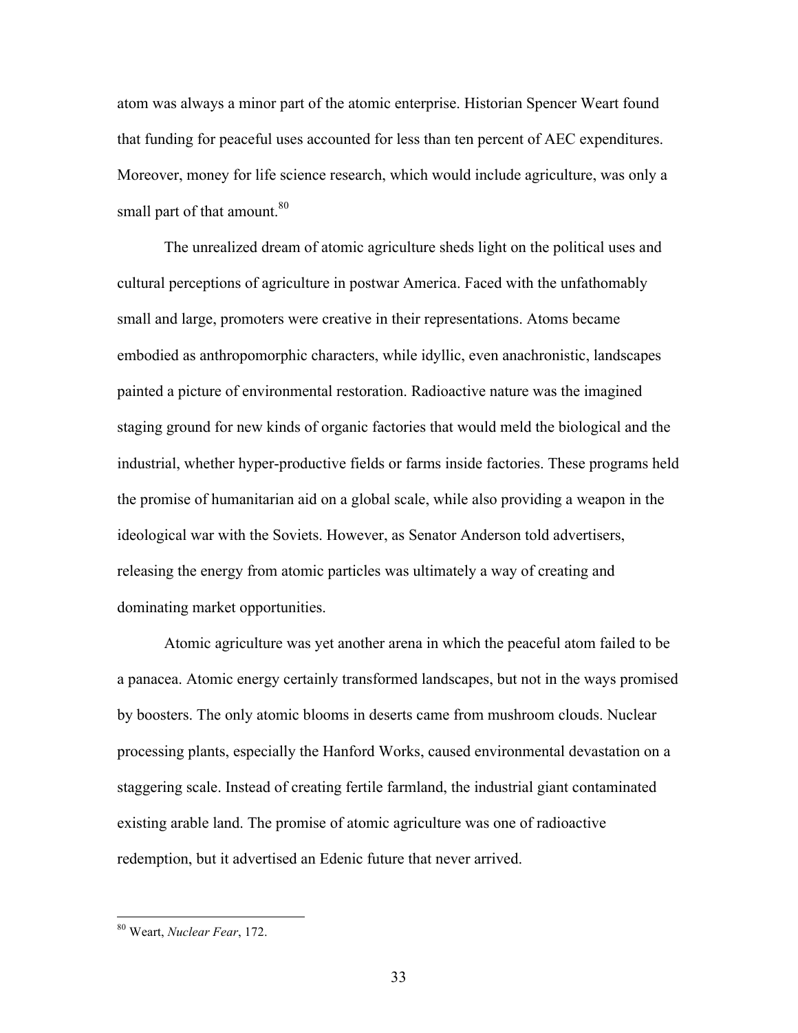atom was always a minor part of the atomic enterprise. Historian Spencer Weart found that funding for peaceful uses accounted for less than ten percent of AEC expenditures. Moreover, money for life science research, which would include agriculture, was only a small part of that amount.[80]

The unrealized dream of atomic agriculture sheds light on the political uses and cultural perceptions of agriculture in postwar America. Faced with the unfathomably small and large, promoters were creative in their representations. Atoms became embodied as anthropomorphic characters, while idyllic, even anachronistic, landscapes painted a picture of environmental restoration. Radioactive nature was the imagined staging ground for new kinds of organic factories that would meld the biological and the industrial, whether hyper-productive fields or farms inside factories. These programs held the promise of humanitarian aid on a global scale, while also providing a weapon in the ideological war with the Soviets. However, as Senator Anderson told advertisers, releasing the energy from atomic particles was ultimately a way of creating and dominating market opportunities.

Atomic agriculture was yet another arena in which the peaceful atom failed to be a panacea. Atomic energy certainly transformed landscapes, but not in the ways promised by boosters. The only atomic blooms in deserts came from mushroom clouds. Nuclear processing plants, especially the Hanford Works, caused environmental devastation on a staggering scale. Instead of creating fertile farmland, the industrial giant contaminated existing arable land. The promise of atomic agriculture was one of radioactive redemption, but it advertised an Edenic future that never arrived.

---

[80] Weart, *Nuclear Fear*, 172.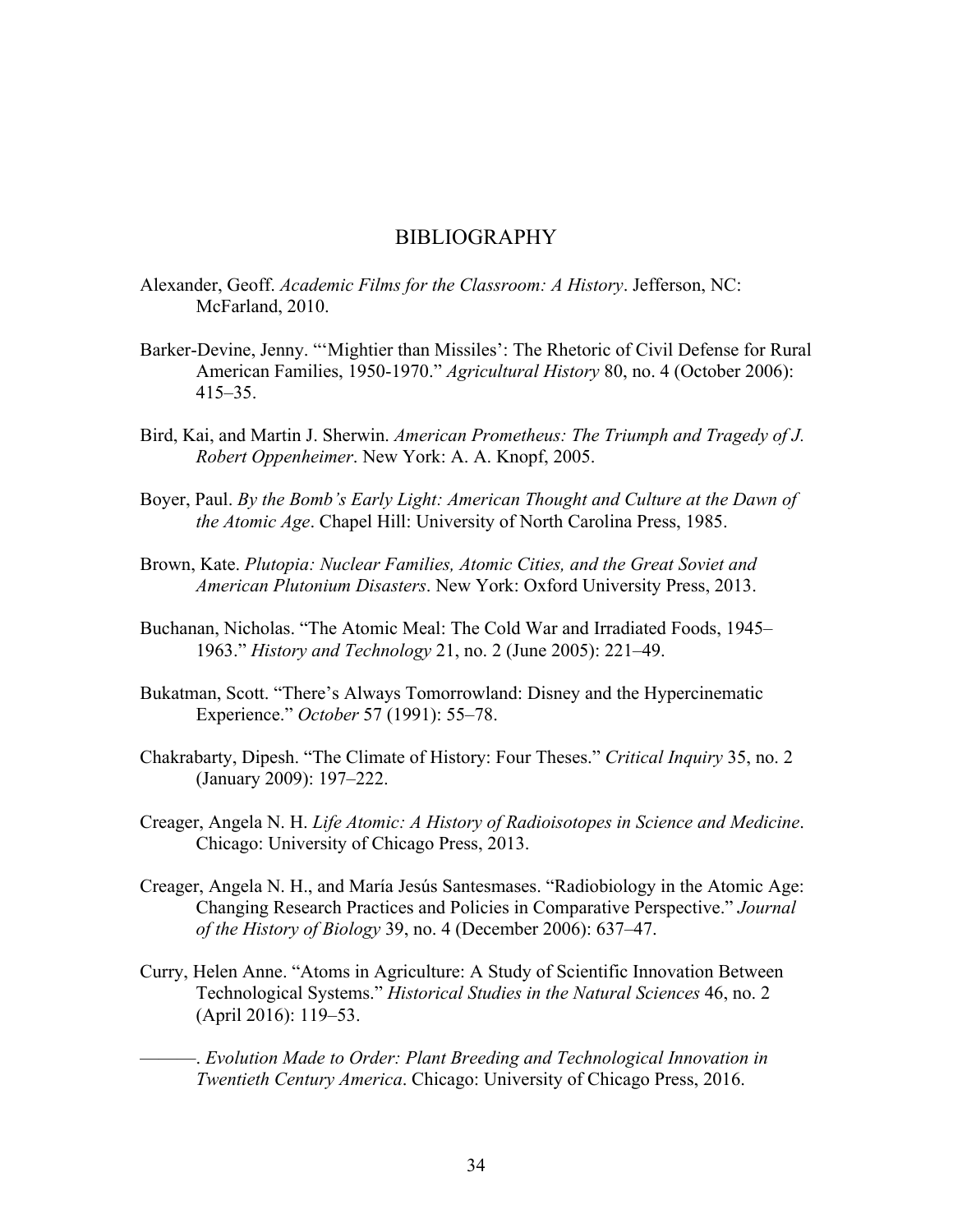# BIBLIOGRAPHY

Alexander, Geoff. *Academic Films for the Classroom: A History*. Jefferson, NC: McFarland, 2010.

Barker-Devine, Jenny. "'Mightier than Missiles': The Rhetoric of Civil Defense for Rural American Families, 1950-1970." *Agricultural History* 80, no. 4 (October 2006): 415–35.

Bird, Kai, and Martin J. Sherwin. *American Prometheus: The Triumph and Tragedy of J. Robert Oppenheimer*. New York: A. A. Knopf, 2005.

Boyer, Paul. *By the Bomb's Early Light: American Thought and Culture at the Dawn of the Atomic Age*. Chapel Hill: University of North Carolina Press, 1985.

Brown, Kate. *Plutopia: Nuclear Families, Atomic Cities, and the Great Soviet and American Plutonium Disasters*. New York: Oxford University Press, 2013.

Buchanan, Nicholas. "The Atomic Meal: The Cold War and Irradiated Foods, 1945–1963." *History and Technology* 21, no. 2 (June 2005): 221–49.

Bukatman, Scott. "There's Always Tomorrowland: Disney and the Hypercinematic Experience." *October* 57 (1991): 55–78.

Chakrabarty, Dipesh. "The Climate of History: Four Theses." *Critical Inquiry* 35, no. 2 (January 2009): 197–222.

Creager, Angela N. H. *Life Atomic: A History of Radioisotopes in Science and Medicine*. Chicago: University of Chicago Press, 2013.

Creager, Angela N. H., and María Jesús Santesmases. "Radiobiology in the Atomic Age: Changing Research Practices and Policies in Comparative Perspective." *Journal of the History of Biology* 39, no. 4 (December 2006): 637–47.

Curry, Helen Anne. "Atoms in Agriculture: A Study of Scientific Innovation Between Technological Systems." *Historical Studies in the Natural Sciences* 46, no. 2 (April 2016): 119–53.

———. *Evolution Made to Order: Plant Breeding and Technological Innovation in Twentieth Century America*. Chicago: University of Chicago Press, 2016.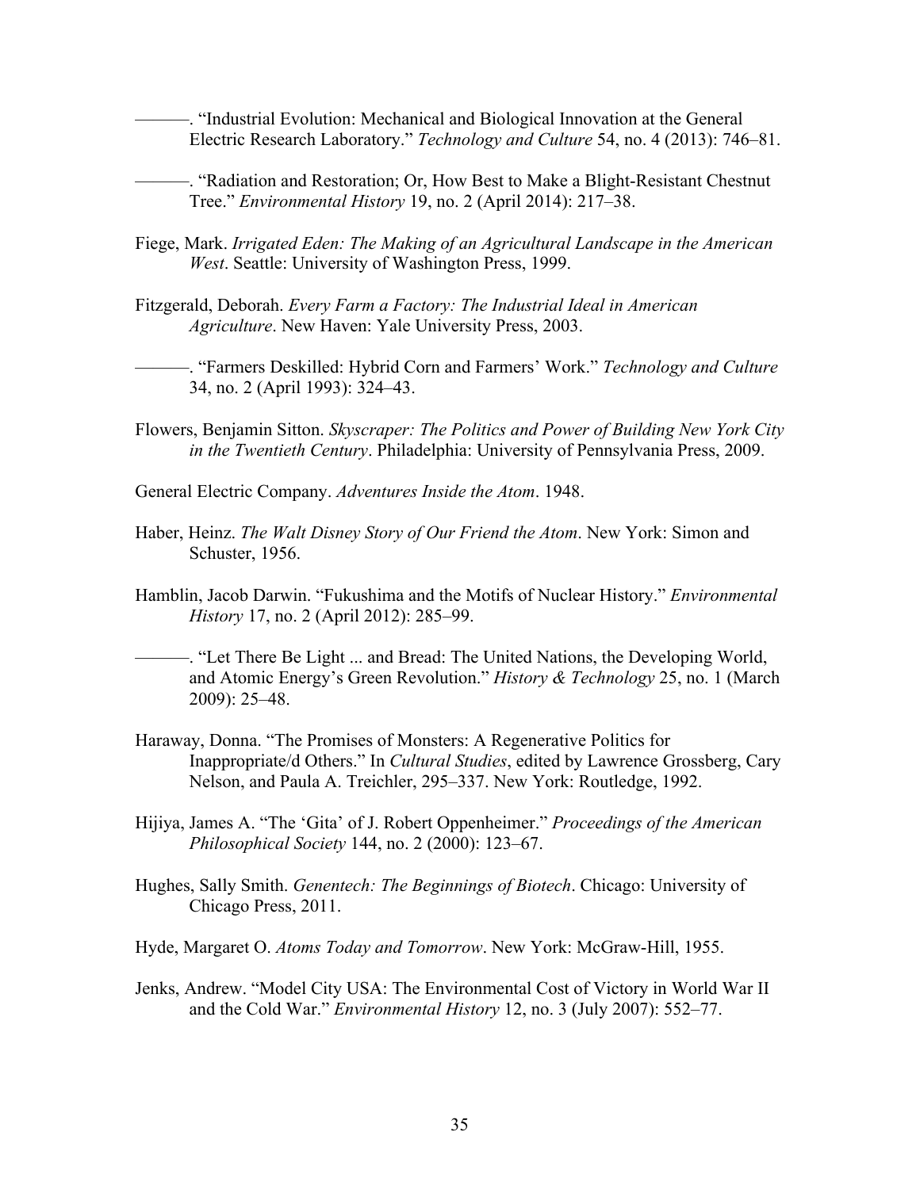———. "Industrial Evolution: Mechanical and Biological Innovation at the General Electric Research Laboratory." *Technology and Culture* 54, no. 4 (2013): 746–81.

———. "Radiation and Restoration; Or, How Best to Make a Blight-Resistant Chestnut Tree." *Environmental History* 19, no. 2 (April 2014): 217–38.

Fiege, Mark. *Irrigated Eden: The Making of an Agricultural Landscape in the American West*. Seattle: University of Washington Press, 1999.

Fitzgerald, Deborah. *Every Farm a Factory: The Industrial Ideal in American Agriculture*. New Haven: Yale University Press, 2003.

———. "Farmers Deskilled: Hybrid Corn and Farmers' Work." *Technology and Culture* 34, no. 2 (April 1993): 324–43.

Flowers, Benjamin Sitton. *Skyscraper: The Politics and Power of Building New York City in the Twentieth Century*. Philadelphia: University of Pennsylvania Press, 2009.

General Electric Company. *Adventures Inside the Atom*. 1948.

Haber, Heinz. *The Walt Disney Story of Our Friend the Atom*. New York: Simon and Schuster, 1956.

Hamblin, Jacob Darwin. "Fukushima and the Motifs of Nuclear History." *Environmental History* 17, no. 2 (April 2012): 285–99.

———. "Let There Be Light ... and Bread: The United Nations, the Developing World, and Atomic Energy's Green Revolution." *History & Technology* 25, no. 1 (March 2009): 25–48.

Haraway, Donna. "The Promises of Monsters: A Regenerative Politics for Inappropriate/d Others." In *Cultural Studies*, edited by Lawrence Grossberg, Cary Nelson, and Paula A. Treichler, 295–337. New York: Routledge, 1992.

Hijiya, James A. "The 'Gita' of J. Robert Oppenheimer." *Proceedings of the American Philosophical Society* 144, no. 2 (2000): 123–67.

Hughes, Sally Smith. *Genentech: The Beginnings of Biotech*. Chicago: University of Chicago Press, 2011.

Hyde, Margaret O. *Atoms Today and Tomorrow*. New York: McGraw-Hill, 1955.

Jenks, Andrew. "Model City USA: The Environmental Cost of Victory in World War II and the Cold War." *Environmental History* 12, no. 3 (July 2007): 552–77.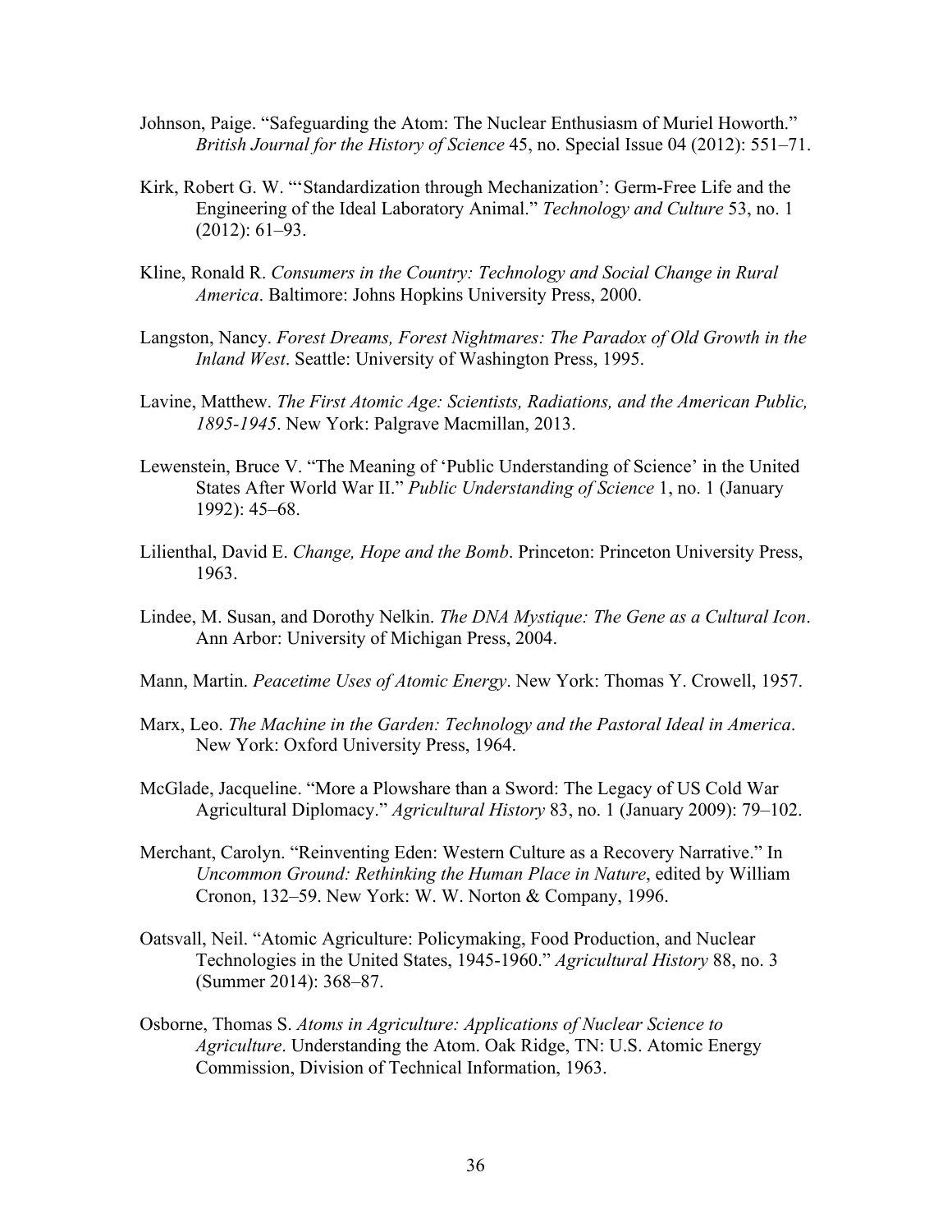Johnson, Paige. "Safeguarding the Atom: The Nuclear Enthusiasm of Muriel Howorth." *British Journal for the History of Science* 45, no. Special Issue 04 (2012): 551–71.

Kirk, Robert G. W. "'Standardization through Mechanization': Germ-Free Life and the Engineering of the Ideal Laboratory Animal." *Technology and Culture* 53, no. 1 (2012): 61–93.

Kline, Ronald R. *Consumers in the Country: Technology and Social Change in Rural America*. Baltimore: Johns Hopkins University Press, 2000.

Langston, Nancy. *Forest Dreams, Forest Nightmares: The Paradox of Old Growth in the Inland West*. Seattle: University of Washington Press, 1995.

Lavine, Matthew. *The First Atomic Age: Scientists, Radiations, and the American Public, 1895-1945*. New York: Palgrave Macmillan, 2013.

Lewenstein, Bruce V. "The Meaning of 'Public Understanding of Science' in the United States After World War II." *Public Understanding of Science* 1, no. 1 (January 1992): 45–68.

Lilienthal, David E. *Change, Hope and the Bomb*. Princeton: Princeton University Press, 1963.

Lindee, M. Susan, and Dorothy Nelkin. *The DNA Mystique: The Gene as a Cultural Icon*. Ann Arbor: University of Michigan Press, 2004.

Mann, Martin. *Peacetime Uses of Atomic Energy*. New York: Thomas Y. Crowell, 1957.

Marx, Leo. *The Machine in the Garden: Technology and the Pastoral Ideal in America*. New York: Oxford University Press, 1964.

McGlade, Jacqueline. "More a Plowshare than a Sword: The Legacy of US Cold War Agricultural Diplomacy." *Agricultural History* 83, no. 1 (January 2009): 79–102.

Merchant, Carolyn. "Reinventing Eden: Western Culture as a Recovery Narrative." In *Uncommon Ground: Rethinking the Human Place in Nature*, edited by William Cronon, 132–59. New York: W. W. Norton & Company, 1996.

Oatsvall, Neil. "Atomic Agriculture: Policymaking, Food Production, and Nuclear Technologies in the United States, 1945-1960." *Agricultural History* 88, no. 3 (Summer 2014): 368–87.

Osborne, Thomas S. *Atoms in Agriculture: Applications of Nuclear Science to Agriculture*. Understanding the Atom. Oak Ridge, TN: U.S. Atomic Energy Commission, Division of Technical Information, 1963.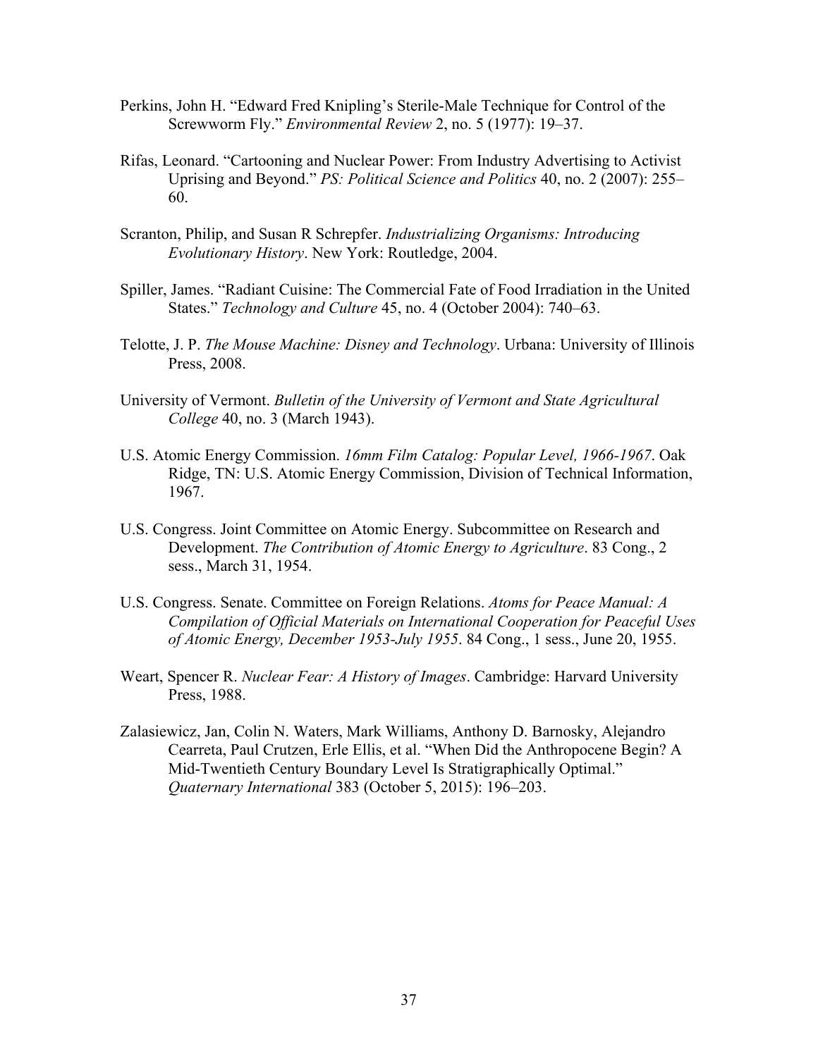Perkins, John H. "Edward Fred Knipling's Sterile-Male Technique for Control of the Screwworm Fly." *Environmental Review* 2, no. 5 (1977): 19–37.

Rifas, Leonard. "Cartooning and Nuclear Power: From Industry Advertising to Activist Uprising and Beyond." *PS: Political Science and Politics* 40, no. 2 (2007): 255–60.

Scranton, Philip, and Susan R Schrepfer. *Industrializing Organisms: Introducing Evolutionary History*. New York: Routledge, 2004.

Spiller, James. "Radiant Cuisine: The Commercial Fate of Food Irradiation in the United States." *Technology and Culture* 45, no. 4 (October 2004): 740–63.

Telotte, J. P. *The Mouse Machine: Disney and Technology*. Urbana: University of Illinois Press, 2008.

University of Vermont. *Bulletin of the University of Vermont and State Agricultural College* 40, no. 3 (March 1943).

U.S. Atomic Energy Commission. *16mm Film Catalog: Popular Level, 1966-1967*. Oak Ridge, TN: U.S. Atomic Energy Commission, Division of Technical Information, 1967.

U.S. Congress. Joint Committee on Atomic Energy. Subcommittee on Research and Development. *The Contribution of Atomic Energy to Agriculture*. 83 Cong., 2 sess., March 31, 1954.

U.S. Congress. Senate. Committee on Foreign Relations. *Atoms for Peace Manual: A Compilation of Official Materials on International Cooperation for Peaceful Uses of Atomic Energy, December 1953-July 1955*. 84 Cong., 1 sess., June 20, 1955.

Weart, Spencer R. *Nuclear Fear: A History of Images*. Cambridge: Harvard University Press, 1988.

Zalasiewicz, Jan, Colin N. Waters, Mark Williams, Anthony D. Barnosky, Alejandro Cearreta, Paul Crutzen, Erle Ellis, et al. "When Did the Anthropocene Begin? A Mid-Twentieth Century Boundary Level Is Stratigraphically Optimal." *Quaternary International* 383 (October 5, 2015): 196–203.